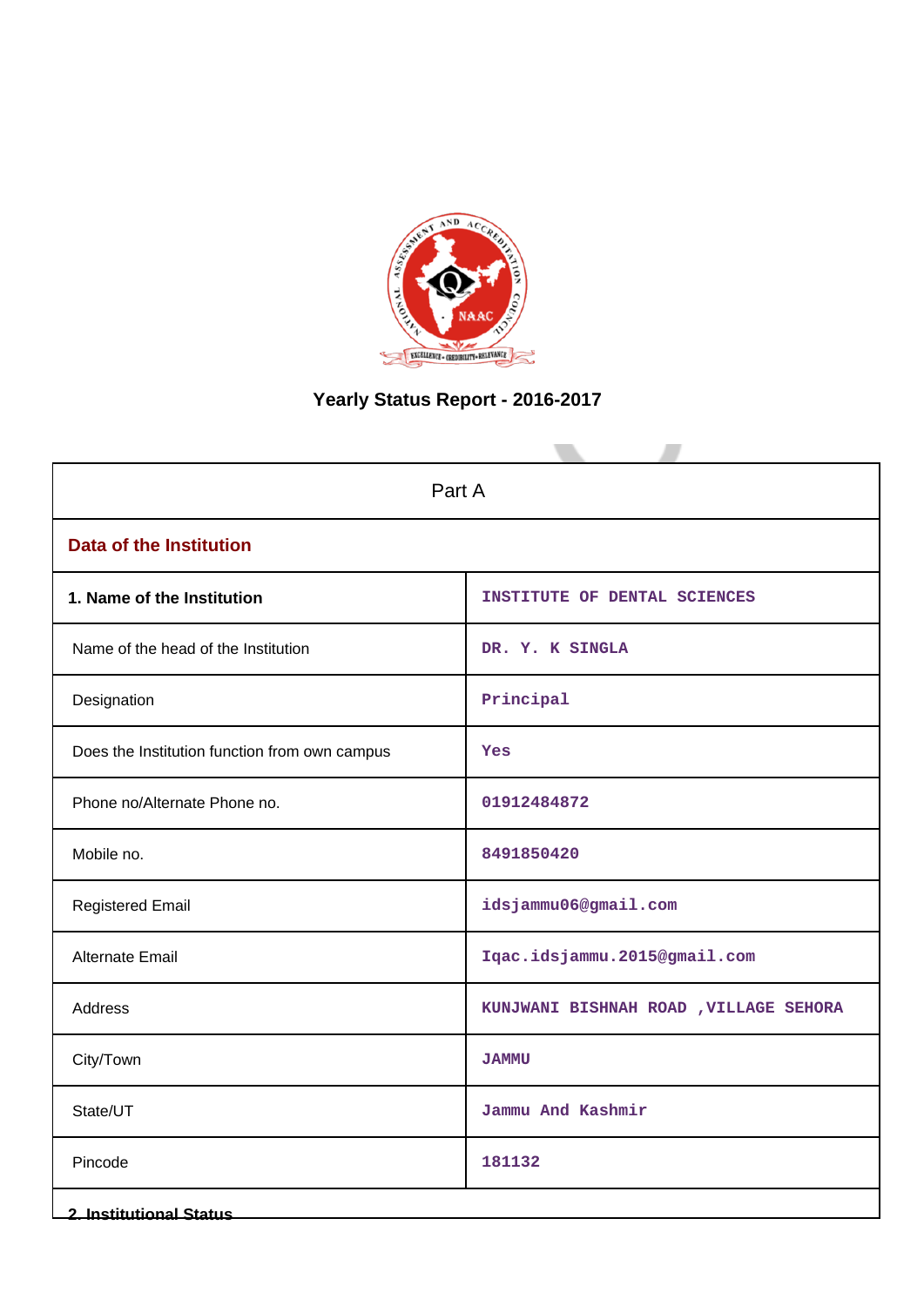# Yearly Status Report - 2016-2017

| Part A | |
|---|---|
| **Data of the Institution** | |
| **1. Name of the Institution** | INSTITUTE OF DENTAL SCIENCES |
| Name of the head of the Institution | DR. Y. K SINGLA |
| Designation | Principal |
| Does the Institution function from own campus | Yes |
| Phone no/Alternate Phone no. | 01912484872 |
| Mobile no. | 8491850420 |
| Registered Email | idsjammu06@gmail.com |
| Alternate Email | Iqac.idsjammu.2015@gmail.com |
| Address | KUNJWANI BISHNAH ROAD ,VILLAGE SEHORA |
| City/Town | JAMMU |
| State/UT | Jammu And Kashmir |
| Pincode | 181132 |
| **2. Institutional Status** | |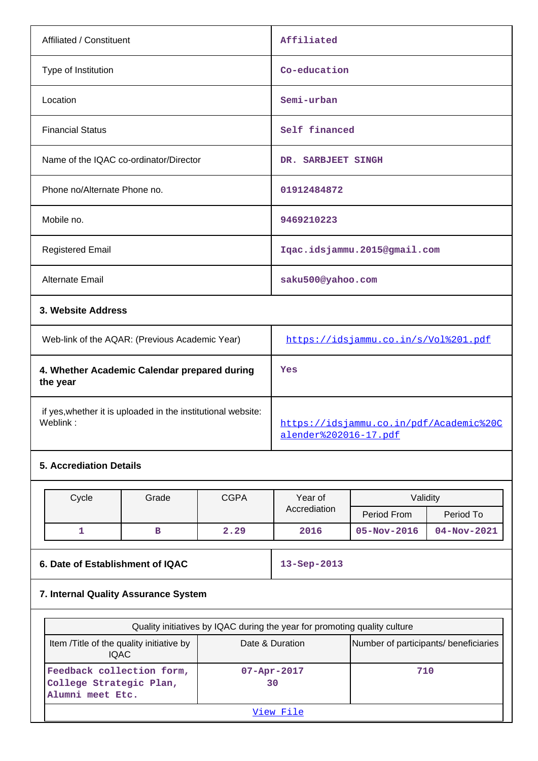| | |
|---|---|
| Affiliated / Constituent | Affiliated |
| Type of Institution | Co-education |
| Location | Semi-urban |
| Financial Status | Self financed |
| Name of the IQAC co-ordinator/Director | DR. SARBJEET SINGH |
| Phone no/Alternate Phone no. | 01912484872 |
| Mobile no. | 9469210223 |
| Registered Email | Iqac.idsjammu.2015@gmail.com |
| Alternate Email | saku500@yahoo.com |

### 3. Website Address

| | |
|---|---|
| Web-link of the AQAR: (Previous Academic Year) | https://idsjammu.co.in/s/Vol%201.pdf |
| **4. Whether Academic Calendar prepared during the year** | Yes |
| if yes,whether it is uploaded in the institutional website: Weblink : | https://idsjammu.co.in/pdf/Academic%20Calender%202016-17.pdf |

### 5. Accrediation Details

| Cycle | Grade | CGPA | Year of Accrediation | Validity | |
|---|---|---|---|---|---|
| | | | | Period From | Period To |
| 1 | B | 2.29 | 2016 | 05-Nov-2016 | 04-Nov-2021 |

| | |
|---|---|
| **6. Date of Establishment of IQAC** | 13-Sep-2013 |

### 7. Internal Quality Assurance System

| Quality initiatives by IQAC during the year for promoting quality culture | | |
|---|---|---|
| Item /Title of the quality initiative by IQAC | Date & Duration | Number of participants/ beneficiaries |
| Feedback collection form, College Strategic Plan, Alumni meet Etc. | 07-Apr-2017 30 | 710 |

View File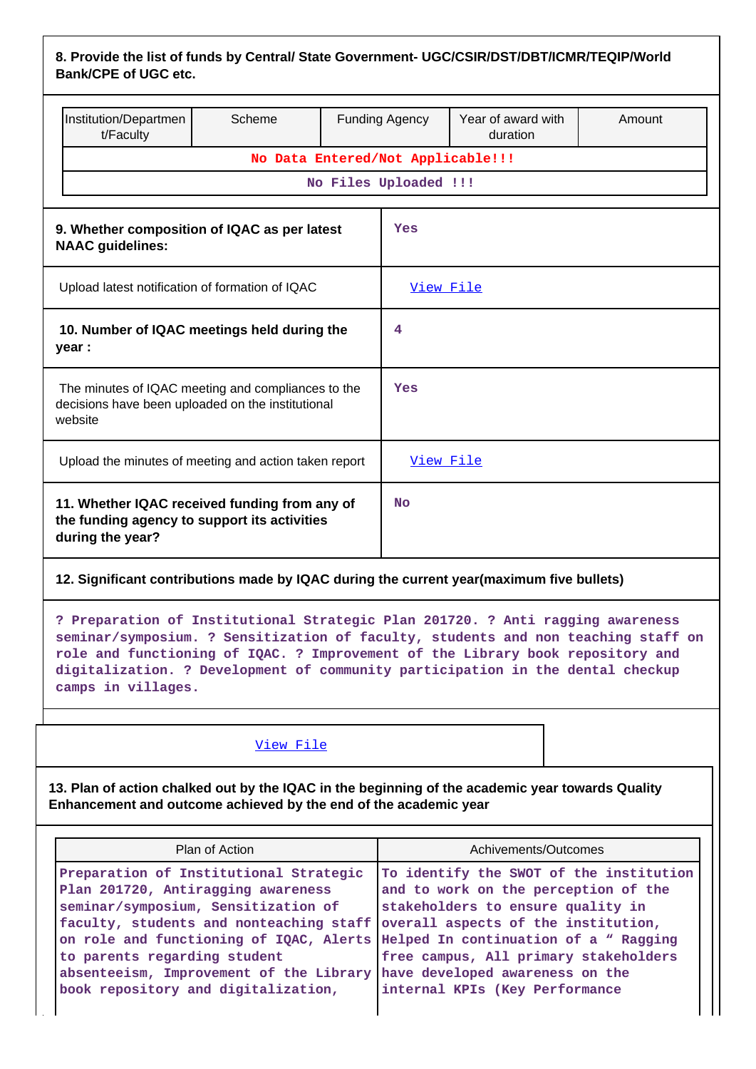**8. Provide the list of funds by Central/ State Government- UGC/CSIR/DST/DBT/ICMR/TEQIP/World Bank/CPE of UGC etc.**

| Institution/Department/Faculty | Scheme | Funding Agency | Year of award with duration | Amount |
|---|---|---|---|---|
| No Data Entered/Not Applicable!!! | | | | |
| No Files Uploaded !!! | | | | |

| | |
|---|---|
| **9. Whether composition of IQAC as per latest NAAC guidelines:** | Yes |
| Upload latest notification of formation of IQAC | View File |
| **10. Number of IQAC meetings held during the year :** | 4 |
| The minutes of IQAC meeting and compliances to the decisions have been uploaded on the institutional website | Yes |
| Upload the minutes of meeting and action taken report | View File |
| **11. Whether IQAC received funding from any of the funding agency to support its activities during the year?** | No |

**12. Significant contributions made by IQAC during the current year(maximum five bullets)**

? Preparation of Institutional Strategic Plan 201720. ? Anti ragging awareness seminar/symposium. ? Sensitization of faculty, students and non teaching staff on role and functioning of IQAC. ? Improvement of the Library book repository and digitalization. ? Development of community participation in the dental checkup camps in villages.

View File

**13. Plan of action chalked out by the IQAC in the beginning of the academic year towards Quality Enhancement and outcome achieved by the end of the academic year**

| Plan of Action | Achivements/Outcomes |
|---|---|
| Preparation of Institutional Strategic Plan 201720, Antiragging awareness seminar/symposium, Sensitization of faculty, students and nonteaching staff on role and functioning of IQAC, Alerts to parents regarding student absenteeism, Improvement of the Library book repository and digitalization, | To identify the SWOT of the institution and to work on the perception of the stakeholders to ensure quality in overall aspects of the institution, Helped In continuation of a " Ragging free campus, All primary stakeholders have developed awareness on the internal KPIs (Key Performance |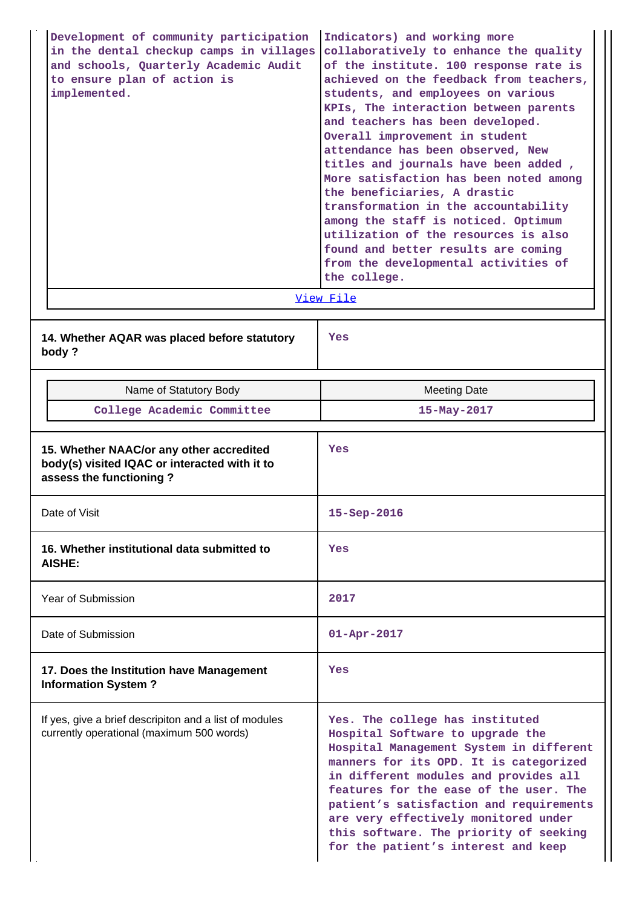| | |
|---|---|
| Development of community participation in the dental checkup camps in villages and schools, Quarterly Academic Audit to ensure plan of action is implemented. | Indicators) and working more collaboratively to enhance the quality of the institute. 100 response rate is achieved on the feedback from teachers, students, and employees on various KPIs, The interaction between parents and teachers has been developed. Overall improvement in student attendance has been observed, New titles and journals have been added , More satisfaction has been noted among the beneficiaries, A drastic transformation in the accountability among the staff is noticed. Optimum utilization of the resources is also found and better results are coming from the developmental activities of the college. |

View File

| | |
|---|---|
| **14. Whether AQAR was placed before statutory body ?** | Yes |

| Name of Statutory Body | Meeting Date |
|---|---|
| College Academic Committee | 15-May-2017 |

| | |
|---|---|
| **15. Whether NAAC/or any other accredited body(s) visited IQAC or interacted with it to assess the functioning ?** | Yes |
| Date of Visit | 15-Sep-2016 |
| **16. Whether institutional data submitted to AISHE:** | Yes |
| Year of Submission | 2017 |
| Date of Submission | 01-Apr-2017 |
| **17. Does the Institution have Management Information System ?** | Yes |
| If yes, give a brief descripiton and a list of modules currently operational (maximum 500 words) | Yes. The college has instituted Hospital Software to upgrade the Hospital Management System in different manners for its OPD. It is categorized in different modules and provides all features for the ease of the user. The patient's satisfaction and requirements are very effectively monitored under this software. The priority of seeking for the patient's interest and keep |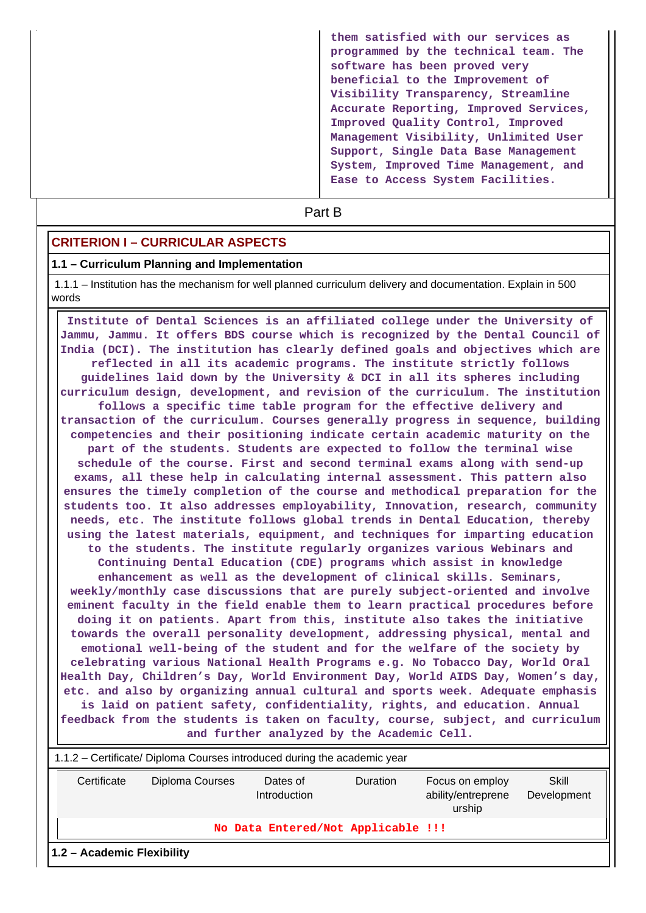| | them satisfied with our services as programmed by the technical team. The software has been proved very beneficial to the Improvement of Visibility Transparency, Streamline Accurate Reporting, Improved Services, Improved Quality Control, Improved Management Visibility, Unlimited User Support, Single Data Base Management System, Improved Time Management, and Ease to Access System Facilities. |
|---|---|

Part B

## CRITERION I – CURRICULAR ASPECTS

### 1.1 – Curriculum Planning and Implementation

1.1.1 – Institution has the mechanism for well planned curriculum delivery and documentation. Explain in 500 words

**Institute of Dental Sciences is an affiliated college under the University of Jammu, Jammu. It offers BDS course which is recognized by the Dental Council of India (DCI). The institution has clearly defined goals and objectives which are reflected in all its academic programs. The institute strictly follows guidelines laid down by the University & DCI in all its spheres including curriculum design, development, and revision of the curriculum. The institution follows a specific time table program for the effective delivery and transaction of the curriculum. Courses generally progress in sequence, building competencies and their positioning indicate certain academic maturity on the part of the students. Students are expected to follow the terminal wise schedule of the course. First and second terminal exams along with send-up exams, all these help in calculating internal assessment. This pattern also ensures the timely completion of the course and methodical preparation for the students too. It also addresses employability, Innovation, research, community needs, etc. The institute follows global trends in Dental Education, thereby using the latest materials, equipment, and techniques for imparting education to the students. The institute regularly organizes various Webinars and Continuing Dental Education (CDE) programs which assist in knowledge enhancement as well as the development of clinical skills. Seminars, weekly/monthly case discussions that are purely subject-oriented and involve eminent faculty in the field enable them to learn practical procedures before doing it on patients. Apart from this, institute also takes the initiative towards the overall personality development, addressing physical, mental and emotional well-being of the student and for the welfare of the society by celebrating various National Health Programs e.g. No Tobacco Day, World Oral Health Day, Children's Day, World Environment Day, World AIDS Day, Women's day, etc. and also by organizing annual cultural and sports week. Adequate emphasis is laid on patient safety, confidentiality, rights, and education. Annual feedback from the students is taken on faculty, course, subject, and curriculum and further analyzed by the Academic Cell.**

1.1.2 – Certificate/ Diploma Courses introduced during the academic year

| Certificate | Diploma Courses | Dates of Introduction | Duration | Focus on employ ability/entreprene urship | Skill Development |
|---|---|---|---|---|---|

**No Data Entered/Not Applicable !!!**

### 1.2 – Academic Flexibility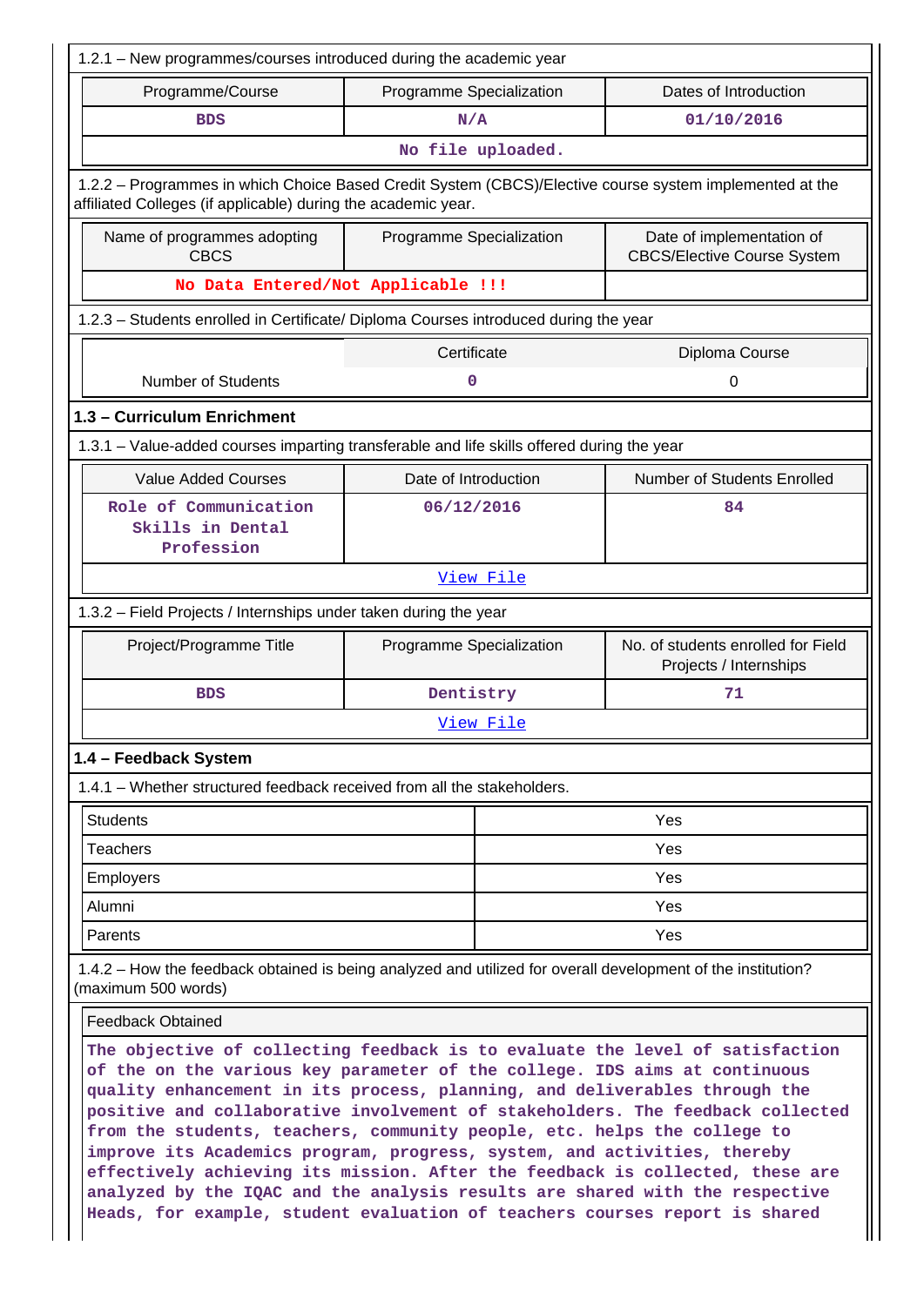1.2.1 – New programmes/courses introduced during the academic year

| Programme/Course | Programme Specialization | Dates of Introduction |
|---|---|---|
| BDS | N/A | 01/10/2016 |
| No file uploaded. | | |

1.2.2 – Programmes in which Choice Based Credit System (CBCS)/Elective course system implemented at the affiliated Colleges (if applicable) during the academic year.

| Name of programmes adopting CBCS | Programme Specialization | Date of implementation of CBCS/Elective Course System |
|---|---|---|
| No Data Entered/Not Applicable !!! | | |

1.2.3 – Students enrolled in Certificate/ Diploma Courses introduced during the year

| | Certificate | Diploma Course |
|---|---|---|
| Number of Students | 0 | 0 |

### 1.3 – Curriculum Enrichment

1.3.1 – Value-added courses imparting transferable and life skills offered during the year

| Value Added Courses | Date of Introduction | Number of Students Enrolled |
|---|---|---|
| Role of Communication Skills in Dental Profession | 06/12/2016 | 84 |
| View File | | |

1.3.2 – Field Projects / Internships under taken during the year

| Project/Programme Title | Programme Specialization | No. of students enrolled for Field Projects / Internships |
|---|---|---|
| BDS | Dentistry | 71 |
| View File | | |

### 1.4 – Feedback System

1.4.1 – Whether structured feedback received from all the stakeholders.

| | |
|---|---|
| Students | Yes |
| Teachers | Yes |
| Employers | Yes |
| Alumni | Yes |
| Parents | Yes |

1.4.2 – How the feedback obtained is being analyzed and utilized for overall development of the institution? (maximum 500 words)

Feedback Obtained

The objective of collecting feedback is to evaluate the level of satisfaction of the on the various key parameter of the college. IDS aims at continuous quality enhancement in its process, planning, and deliverables through the positive and collaborative involvement of stakeholders. The feedback collected from the students, teachers, community people, etc. helps the college to improve its Academics program, progress, system, and activities, thereby effectively achieving its mission. After the feedback is collected, these are analyzed by the IQAC and the analysis results are shared with the respective Heads, for example, student evaluation of teachers courses report is shared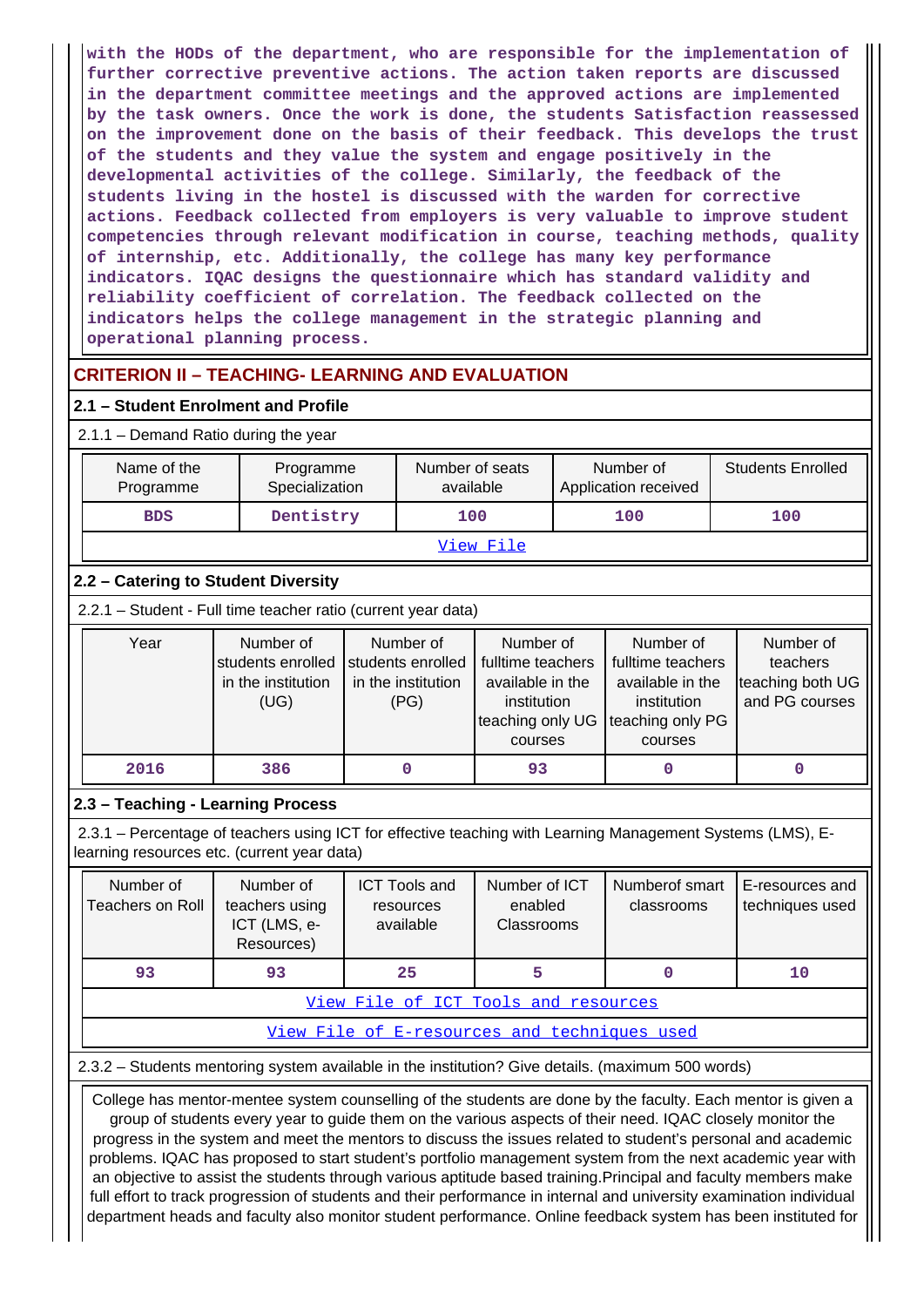with the HODs of the department, who are responsible for the implementation of further corrective preventive actions. The action taken reports are discussed in the department committee meetings and the approved actions are implemented by the task owners. Once the work is done, the students Satisfaction reassessed on the improvement done on the basis of their feedback. This develops the trust of the students and they value the system and engage positively in the developmental activities of the college. Similarly, the feedback of the students living in the hostel is discussed with the warden for corrective actions. Feedback collected from employers is very valuable to improve student competencies through relevant modification in course, teaching methods, quality of internship, etc. Additionally, the college has many key performance indicators. IQAC designs the questionnaire which has standard validity and reliability coefficient of correlation. The feedback collected on the indicators helps the college management in the strategic planning and operational planning process.

## CRITERION II – TEACHING- LEARNING AND EVALUATION

### 2.1 – Student Enrolment and Profile

2.1.1 – Demand Ratio during the year

| Name of the Programme | Programme Specialization | Number of seats available | Number of Application received | Students Enrolled |
|---|---|---|---|---|
| BDS | Dentistry | 100 | 100 | 100 |
| View File | | | | |

### 2.2 – Catering to Student Diversity

2.2.1 – Student - Full time teacher ratio (current year data)

| Year | Number of students enrolled in the institution (UG) | Number of students enrolled in the institution (PG) | Number of fulltime teachers available in the institution teaching only UG courses | Number of fulltime teachers available in the institution teaching only PG courses | Number of teachers teaching both UG and PG courses |
|---|---|---|---|---|---|
| 2016 | 386 | 0 | 93 | 0 | 0 |

### 2.3 – Teaching - Learning Process

2.3.1 – Percentage of teachers using ICT for effective teaching with Learning Management Systems (LMS), E-learning resources etc. (current year data)

| Number of Teachers on Roll | Number of teachers using ICT (LMS, e-Resources) | ICT Tools and resources available | Number of ICT enabled Classrooms | Numberof smart classrooms | E-resources and techniques used |
|---|---|---|---|---|---|
| 93 | 93 | 25 | 5 | 0 | 10 |
| View File of ICT Tools and resources | | | | | |
| View File of E-resources and techniques used | | | | | |

2.3.2 – Students mentoring system available in the institution? Give details. (maximum 500 words)

College has mentor-mentee system counselling of the students are done by the faculty. Each mentor is given a group of students every year to guide them on the various aspects of their need. IQAC closely monitor the progress in the system and meet the mentors to discuss the issues related to student's personal and academic problems. IQAC has proposed to start student's portfolio management system from the next academic year with an objective to assist the students through various aptitude based training.Principal and faculty members make full effort to track progression of students and their performance in internal and university examination individual department heads and faculty also monitor student performance. Online feedback system has been instituted for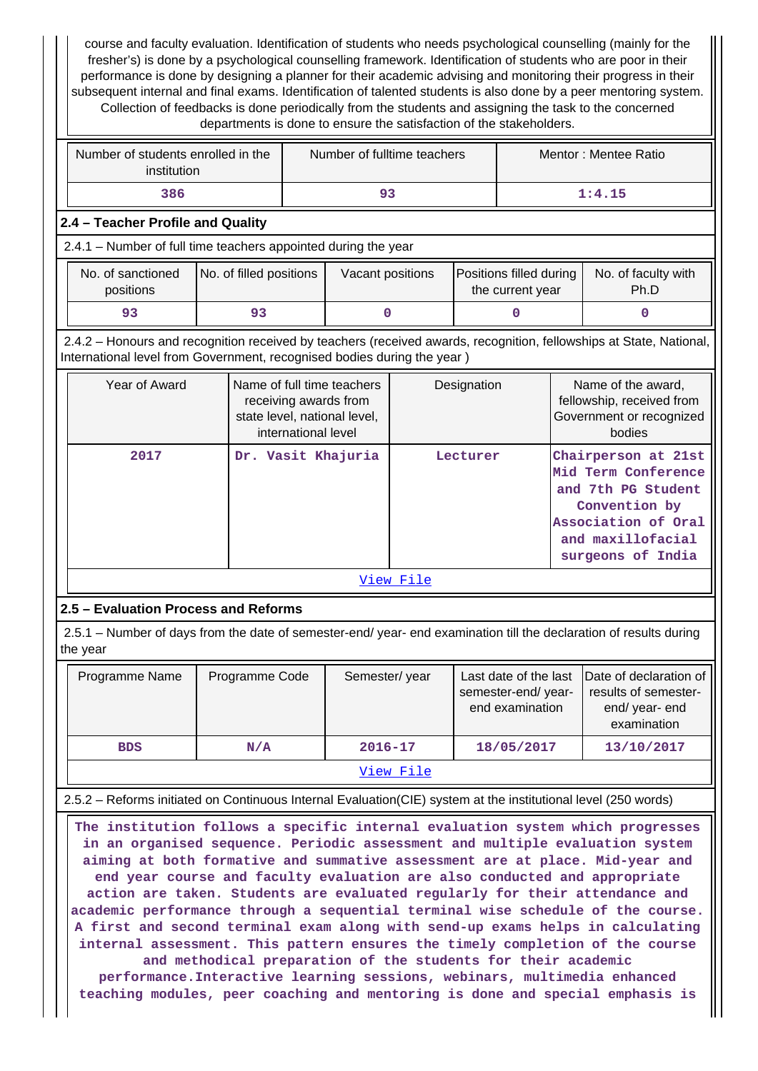course and faculty evaluation. Identification of students who needs psychological counselling (mainly for the fresher's) is done by a psychological counselling framework. Identification of students who are poor in their performance is done by designing a planner for their academic advising and monitoring their progress in their subsequent internal and final exams. Identification of talented students is also done by a peer mentoring system. Collection of feedbacks is done periodically from the students and assigning the task to the concerned departments is done to ensure the satisfaction of the stakeholders.

| Number of students enrolled in the institution | Number of fulltime teachers | Mentor : Mentee Ratio |
|---|---|---|
| 386 | 93 | 1:4.15 |

### 2.4 – Teacher Profile and Quality

2.4.1 – Number of full time teachers appointed during the year

| No. of sanctioned positions | No. of filled positions | Vacant positions | Positions filled during the current year | No. of faculty with Ph.D |
|---|---|---|---|---|
| 93 | 93 | 0 | 0 | 0 |

2.4.2 – Honours and recognition received by teachers (received awards, recognition, fellowships at State, National, International level from Government, recognised bodies during the year )

| Year of Award | Name of full time teachers receiving awards from state level, national level, international level | Designation | Name of the award, fellowship, received from Government or recognized bodies |
|---|---|---|---|
| 2017 | Dr. Vasit Khajuria | Lecturer | Chairperson at 21st Mid Term Conference and 7th PG Student Convention by Association of Oral and maxillofacial surgeons of India |

View File

### 2.5 – Evaluation Process and Reforms

2.5.1 – Number of days from the date of semester-end/ year- end examination till the declaration of results during the year

| Programme Name | Programme Code | Semester/ year | Last date of the last semester-end/ year- end examination | Date of declaration of results of semester- end/ year- end examination |
|---|---|---|---|---|
| BDS | N/A | 2016-17 | 18/05/2017 | 13/10/2017 |

View File

2.5.2 – Reforms initiated on Continuous Internal Evaluation(CIE) system at the institutional level (250 words)

The institution follows a specific internal evaluation system which progresses in an organised sequence. Periodic assessment and multiple evaluation system aiming at both formative and summative assessment are at place. Mid-year and end year course and faculty evaluation are also conducted and appropriate action are taken. Students are evaluated regularly for their attendance and academic performance through a sequential terminal wise schedule of the course. A first and second terminal exam along with send-up exams helps in calculating internal assessment. This pattern ensures the timely completion of the course and methodical preparation of the students for their academic performance.Interactive learning sessions, webinars, multimedia enhanced teaching modules, peer coaching and mentoring is done and special emphasis is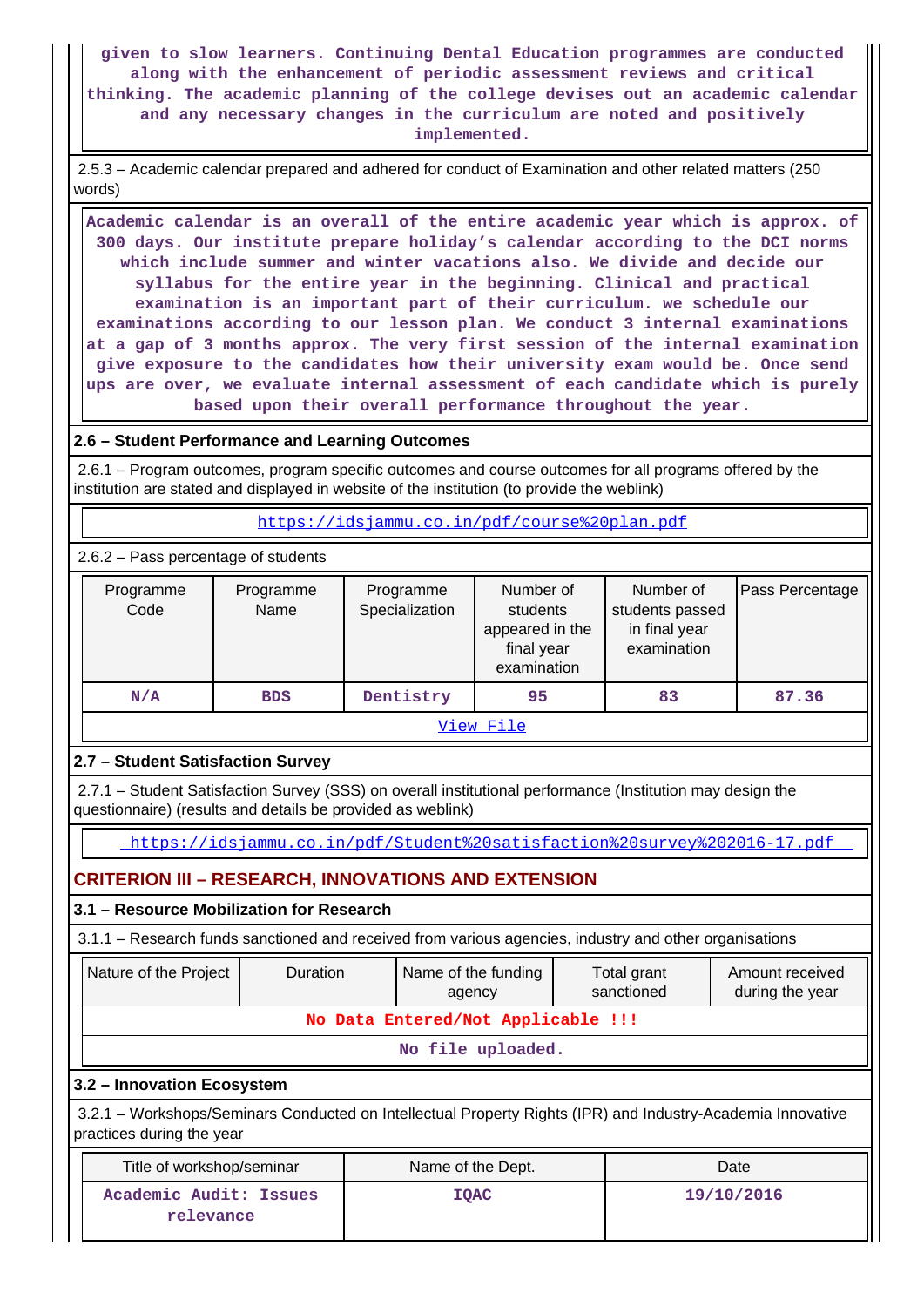given to slow learners. Continuing Dental Education programmes are conducted along with the enhancement of periodic assessment reviews and critical thinking. The academic planning of the college devises out an academic calendar and any necessary changes in the curriculum are noted and positively implemented.

2.5.3 – Academic calendar prepared and adhered for conduct of Examination and other related matters (250 words)

Academic calendar is an overall of the entire academic year which is approx. of 300 days. Our institute prepare holiday's calendar according to the DCI norms which include summer and winter vacations also. We divide and decide our syllabus for the entire year in the beginning. Clinical and practical examination is an important part of their curriculum. we schedule our examinations according to our lesson plan. We conduct 3 internal examinations at a gap of 3 months approx. The very first session of the internal examination give exposure to the candidates how their university exam would be. Once send ups are over, we evaluate internal assessment of each candidate which is purely based upon their overall performance throughout the year.

## 2.6 – Student Performance and Learning Outcomes

2.6.1 – Program outcomes, program specific outcomes and course outcomes for all programs offered by the institution are stated and displayed in website of the institution (to provide the weblink)

https://idsjammu.co.in/pdf/course%20plan.pdf

2.6.2 – Pass percentage of students

| Programme Code | Programme Name | Programme Specialization | Number of students appeared in the final year examination | Number of students passed in final year examination | Pass Percentage |
|---|---|---|---|---|---|
| N/A | BDS | Dentistry | 95 | 83 | 87.36 |

View File

## 2.7 – Student Satisfaction Survey

2.7.1 – Student Satisfaction Survey (SSS) on overall institutional performance (Institution may design the questionnaire) (results and details be provided as weblink)

https://idsjammu.co.in/pdf/Student%20satisfaction%20survey%202016-17.pdf

# CRITERION III – RESEARCH, INNOVATIONS AND EXTENSION

## 3.1 – Resource Mobilization for Research

3.1.1 – Research funds sanctioned and received from various agencies, industry and other organisations

| Nature of the Project | Duration | Name of the funding agency | Total grant sanctioned | Amount received during the year |
|---|---|---|---|---|
| No Data Entered/Not Applicable !!! | | | | |

No file uploaded.

## 3.2 – Innovation Ecosystem

3.2.1 – Workshops/Seminars Conducted on Intellectual Property Rights (IPR) and Industry-Academia Innovative practices during the year

| Title of workshop/seminar | Name of the Dept. | Date |
|---|---|---|
| Academic Audit: Issues relevance | IQAC | 19/10/2016 |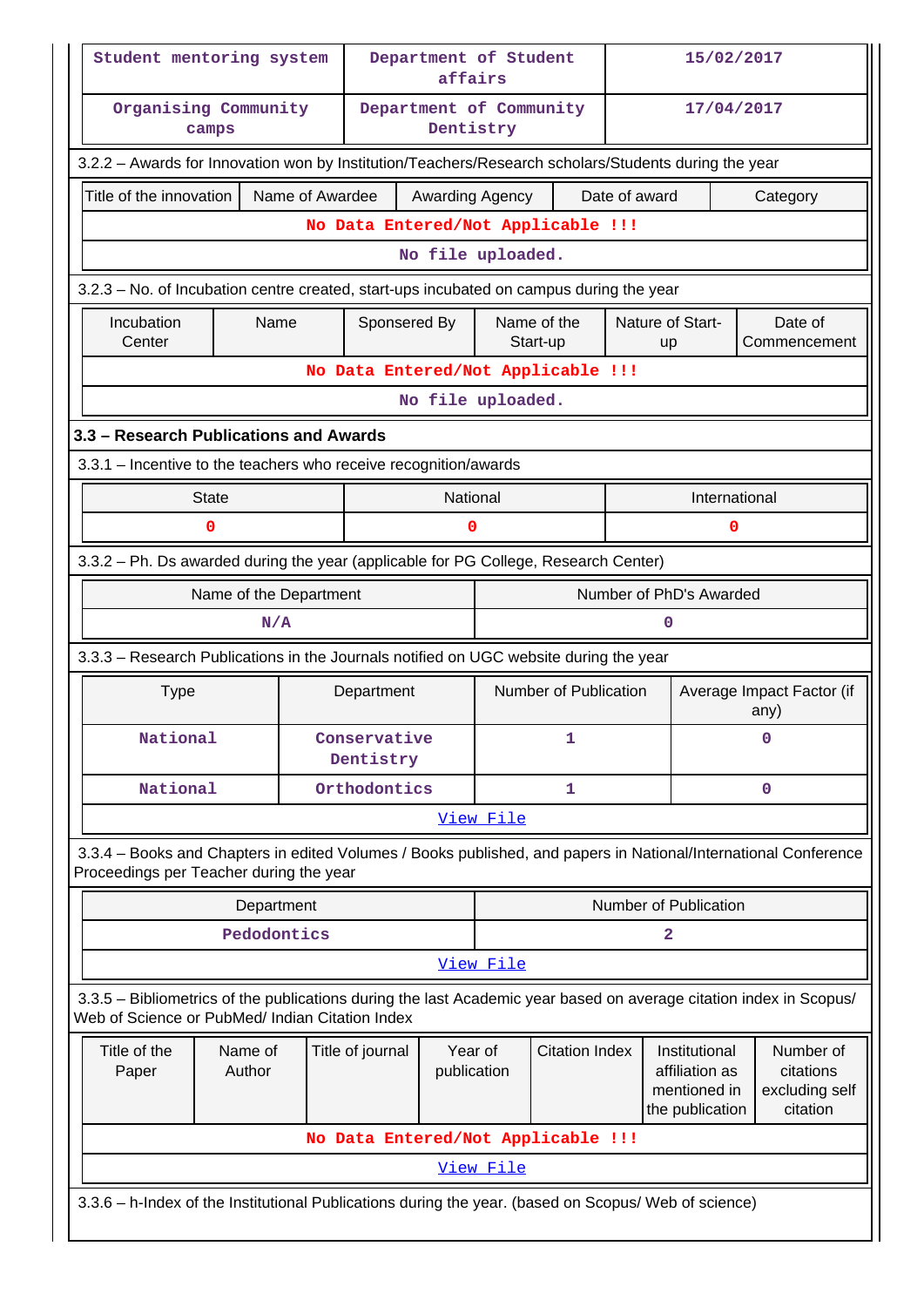| Student mentoring system | Department of Student affairs | 15/02/2017 |
|---|---|---|
| Organising Community camps | Department of Community Dentistry | 17/04/2017 |

3.2.2 – Awards for Innovation won by Institution/Teachers/Research scholars/Students during the year

| Title of the innovation | Name of Awardee | Awarding Agency | Date of award | Category |
|---|---|---|---|---|
| No Data Entered/Not Applicable !!! | | | | |
| No file uploaded. | | | | |

3.2.3 – No. of Incubation centre created, start-ups incubated on campus during the year

| Incubation Center | Name | Sponsered By | Name of the Start-up | Nature of Start-up | Date of Commencement |
|---|---|---|---|---|---|
| No Data Entered/Not Applicable !!! | | | | | |
| No file uploaded. | | | | | |

### 3.3 – Research Publications and Awards

3.3.1 – Incentive to the teachers who receive recognition/awards

| State | National | International |
|---|---|---|
| 0 | 0 | 0 |

3.3.2 – Ph. Ds awarded during the year (applicable for PG College, Research Center)

| Name of the Department | Number of PhD's Awarded |
|---|---|
| N/A | 0 |

3.3.3 – Research Publications in the Journals notified on UGC website during the year

| Type | Department | Number of Publication | Average Impact Factor (if any) |
|---|---|---|---|
| National | Conservative Dentistry | 1 | 0 |
| National | Orthodontics | 1 | 0 |
| View File | | | |

3.3.4 – Books and Chapters in edited Volumes / Books published, and papers in National/International Conference Proceedings per Teacher during the year

| Department | Number of Publication |
|---|---|
| Pedodontics | 2 |
| View File | |

3.3.5 – Bibliometrics of the publications during the last Academic year based on average citation index in Scopus/ Web of Science or PubMed/ Indian Citation Index

| Title of the Paper | Name of Author | Title of journal | Year of publication | Citation Index | Institutional affiliation as mentioned in the publication | Number of citations excluding self citation |
|---|---|---|---|---|---|---|
| No Data Entered/Not Applicable !!! | | | | | | |
| View File | | | | | | |

3.3.6 – h-Index of the Institutional Publications during the year. (based on Scopus/ Web of science)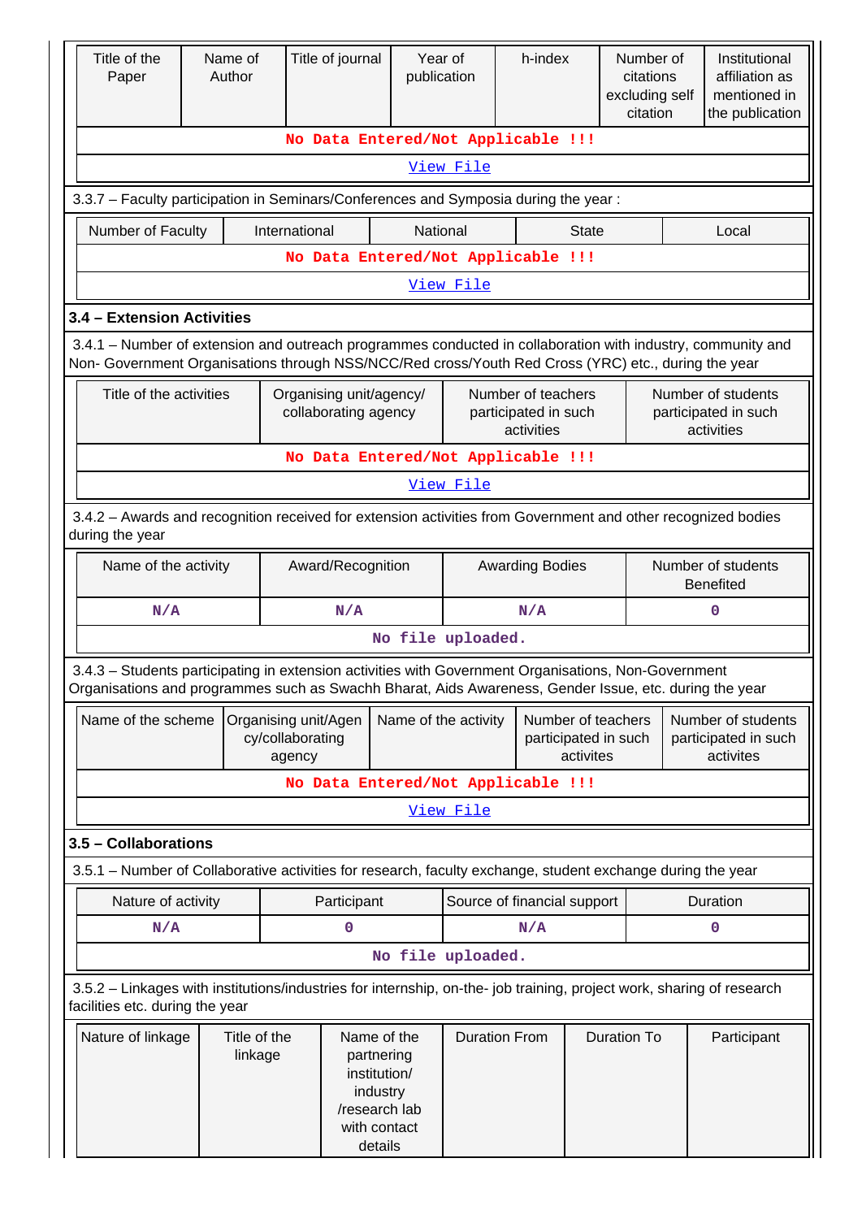| Title of the Paper | Name of Author | Title of journal | Year of publication | h-index | Number of citations excluding self citation | Institutional affiliation as mentioned in the publication |
|---|---|---|---|---|---|---|
| No Data Entered/Not Applicable !!! | | | | | | |
| View File | | | | | | |

3.3.7 – Faculty participation in Seminars/Conferences and Symposia during the year :

| Number of Faculty | International | National | State | Local |
|---|---|---|---|---|
| No Data Entered/Not Applicable !!! | | | | |
| View File | | | | |

## 3.4 – Extension Activities

3.4.1 – Number of extension and outreach programmes conducted in collaboration with industry, community and Non- Government Organisations through NSS/NCC/Red cross/Youth Red Cross (YRC) etc., during the year

| Title of the activities | Organising unit/agency/ collaborating agency | Number of teachers participated in such activities | Number of students participated in such activities |
|---|---|---|---|
| No Data Entered/Not Applicable !!! | | | |
| View File | | | |

3.4.2 – Awards and recognition received for extension activities from Government and other recognized bodies during the year

| Name of the activity | Award/Recognition | Awarding Bodies | Number of students Benefited |
|---|---|---|---|
| N/A | N/A | N/A | 0 |
| No file uploaded. | | | |

3.4.3 – Students participating in extension activities with Government Organisations, Non-Government Organisations and programmes such as Swachh Bharat, Aids Awareness, Gender Issue, etc. during the year

| Name of the scheme | Organising unit/Agency/collaborating agency | Name of the activity | Number of teachers participated in such activites | Number of students participated in such activites |
|---|---|---|---|---|
| No Data Entered/Not Applicable !!! | | | | |
| View File | | | | |

## 3.5 – Collaborations

3.5.1 – Number of Collaborative activities for research, faculty exchange, student exchange during the year

| Nature of activity | Participant | Source of financial support | Duration |
|---|---|---|---|
| N/A | 0 | N/A | 0 |
| No file uploaded. | | | |

3.5.2 – Linkages with institutions/industries for internship, on-the- job training, project work, sharing of research facilities etc. during the year

| Nature of linkage | Title of the linkage | Name of the partnering institution/ industry /research lab with contact details | Duration From | Duration To | Participant |
|---|---|---|---|---|---|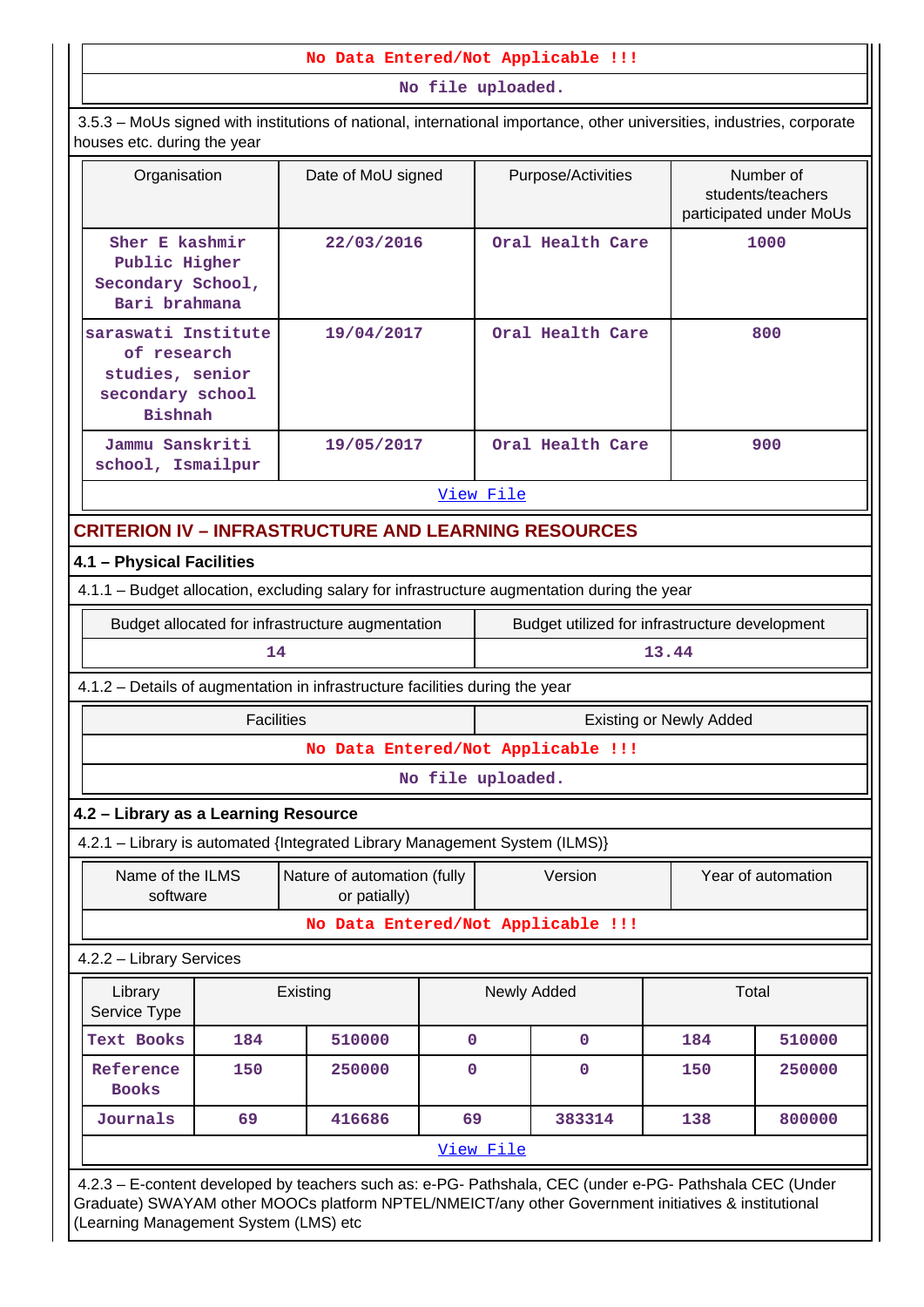No Data Entered/Not Applicable !!!

No file uploaded.

3.5.3 – MoUs signed with institutions of national, international importance, other universities, industries, corporate houses etc. during the year

| Organisation | Date of MoU signed | Purpose/Activities | Number of students/teachers participated under MoUs |
|---|---|---|---|
| Sher E kashmir Public Higher Secondary School, Bari brahmana | 22/03/2016 | Oral Health Care | 1000 |
| saraswati Institute of research studies, senior secondary school Bishnah | 19/04/2017 | Oral Health Care | 800 |
| Jammu Sanskriti school, Ismailpur | 19/05/2017 | Oral Health Care | 900 |

View File

## CRITERION IV – INFRASTRUCTURE AND LEARNING RESOURCES

### 4.1 – Physical Facilities

4.1.1 – Budget allocation, excluding salary for infrastructure augmentation during the year

| Budget allocated for infrastructure augmentation | Budget utilized for infrastructure development |
|---|---|
| 14 | 13.44 |

4.1.2 – Details of augmentation in infrastructure facilities during the year

| Facilities | Existing or Newly Added |
|---|---|

No Data Entered/Not Applicable !!!

No file uploaded.

### 4.2 – Library as a Learning Resource

4.2.1 – Library is automated {Integrated Library Management System (ILMS)}

| Name of the ILMS software | Nature of automation (fully or patially) | Version | Year of automation |
|---|---|---|---|

No Data Entered/Not Applicable !!!

4.2.2 – Library Services

| Library Service Type | Existing | | Newly Added | | Total | |
|---|---|---|---|---|---|---|
| Text Books | 184 | 510000 | 0 | 0 | 184 | 510000 |
| Reference Books | 150 | 250000 | 0 | 0 | 150 | 250000 |
| Journals | 69 | 416686 | 69 | 383314 | 138 | 800000 |

View File

4.2.3 – E-content developed by teachers such as: e-PG- Pathshala, CEC (under e-PG- Pathshala CEC (Under Graduate) SWAYAM other MOOCs platform NPTEL/NMEICT/any other Government initiatives & institutional (Learning Management System (LMS) etc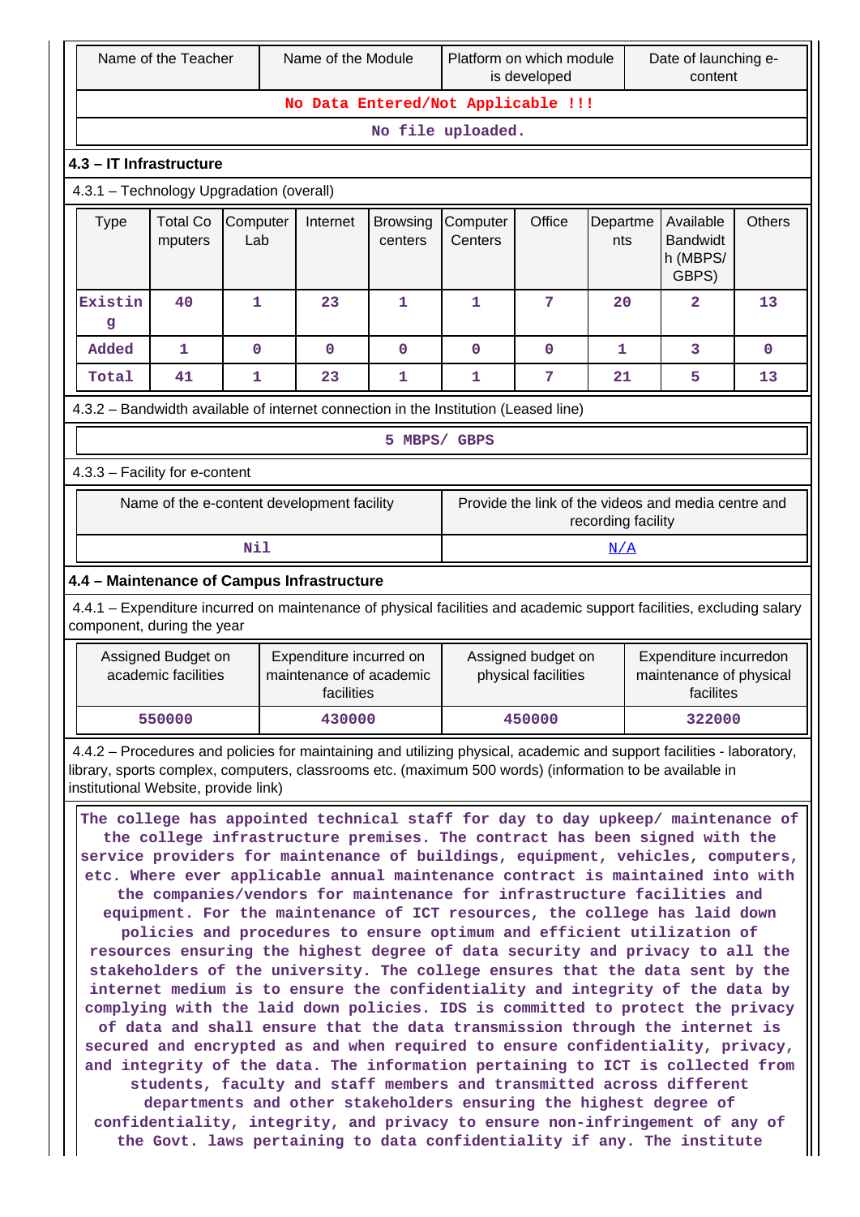| Name of the Teacher | Name of the Module | Platform on which module is developed | Date of launching e-content |
|---|---|---|---|
| No Data Entered/Not Applicable !!! | | | |
| No file uploaded. | | | |

### 4.3 – IT Infrastructure

4.3.1 – Technology Upgradation (overall)

| Type | Total Computers | Computer Lab | Internet | Browsing centers | Computer Centers | Office | Departments | Available Bandwidth (MBPS/ GBPS) | Others |
|---|---|---|---|---|---|---|---|---|---|
| Existing | 40 | 1 | 23 | 1 | 1 | 7 | 20 | 2 | 13 |
| Added | 1 | 0 | 0 | 0 | 0 | 0 | 1 | 3 | 0 |
| Total | 41 | 1 | 23 | 1 | 1 | 7 | 21 | 5 | 13 |

4.3.2 – Bandwidth available of internet connection in the Institution (Leased line)

5 MBPS/ GBPS

4.3.3 – Facility for e-content

| Name of the e-content development facility | Provide the link of the videos and media centre and recording facility |
|---|---|
| Nil | N/A |

### 4.4 – Maintenance of Campus Infrastructure

4.4.1 – Expenditure incurred on maintenance of physical facilities and academic support facilities, excluding salary component, during the year

| Assigned Budget on academic facilities | Expenditure incurred on maintenance of academic facilities | Assigned budget on physical facilities | Expenditure incurredon maintenance of physical facilites |
|---|---|---|---|
| 550000 | 430000 | 450000 | 322000 |

4.4.2 – Procedures and policies for maintaining and utilizing physical, academic and support facilities - laboratory, library, sports complex, computers, classrooms etc. (maximum 500 words) (information to be available in institutional Website, provide link)

The college has appointed technical staff for day to day upkeep/ maintenance of the college infrastructure premises. The contract has been signed with the service providers for maintenance of buildings, equipment, vehicles, computers, etc. Where ever applicable annual maintenance contract is maintained into with the companies/vendors for maintenance for infrastructure facilities and equipment. For the maintenance of ICT resources, the college has laid down policies and procedures to ensure optimum and efficient utilization of resources ensuring the highest degree of data security and privacy to all the stakeholders of the university. The college ensures that the data sent by the internet medium is to ensure the confidentiality and integrity of the data by complying with the laid down policies. IDS is committed to protect the privacy of data and shall ensure that the data transmission through the internet is secured and encrypted as and when required to ensure confidentiality, privacy, and integrity of the data. The information pertaining to ICT is collected from students, faculty and staff members and transmitted across different departments and other stakeholders ensuring the highest degree of confidentiality, integrity, and privacy to ensure non-infringement of any of the Govt. laws pertaining to data confidentiality if any. The institute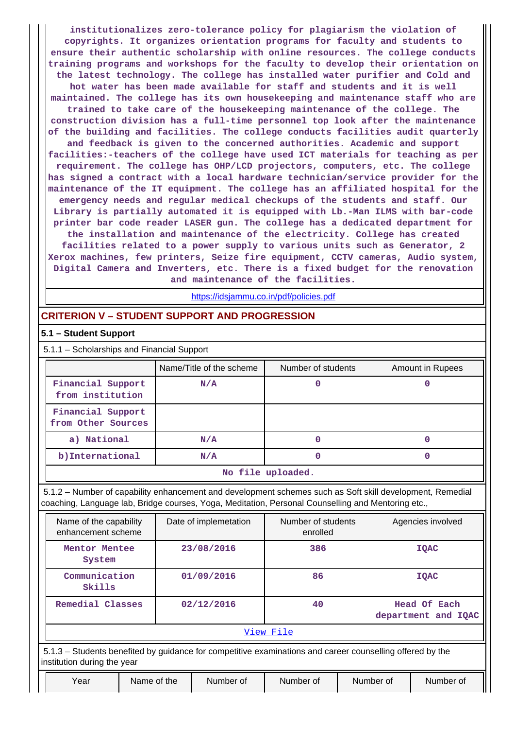institutionalizes zero-tolerance policy for plagiarism the violation of copyrights. It organizes orientation programs for faculty and students to ensure their authentic scholarship with online resources. The college conducts training programs and workshops for the faculty to develop their orientation on the latest technology. The college has installed water purifier and Cold and hot water has been made available for staff and students and it is well maintained. The college has its own housekeeping and maintenance staff who are trained to take care of the housekeeping maintenance of the college. The construction division has a full-time personnel top look after the maintenance of the building and facilities. The college conducts facilities audit quarterly and feedback is given to the concerned authorities. Academic and support facilities:-teachers of the college have used ICT materials for teaching as per requirement. The college has OHP/LCD projectors, computers, etc. The college has signed a contract with a local hardware technician/service provider for the maintenance of the IT equipment. The college has an affiliated hospital for the emergency needs and regular medical checkups of the students and staff. Our Library is partially automated it is equipped with Lb.-Man ILMS with bar-code printer bar code reader LASER gun. The college has a dedicated department for the installation and maintenance of the electricity. College has created facilities related to a power supply to various units such as Generator, 2 Xerox machines, few printers, Seize fire equipment, CCTV cameras, Audio system, Digital Camera and Inverters, etc. There is a fixed budget for the renovation and maintenance of the facilities.

https://idsjammu.co.in/pdf/policies.pdf

## CRITERION V – STUDENT SUPPORT AND PROGRESSION

### 5.1 – Student Support

5.1.1 – Scholarships and Financial Support

| | Name/Title of the scheme | Number of students | Amount in Rupees |
|---|---|---|---|
| Financial Support from institution | N/A | 0 | 0 |
| Financial Support from Other Sources | | | |
| a) National | N/A | 0 | 0 |
| b)International | N/A | 0 | 0 |
| No file uploaded. | | | |

5.1.2 – Number of capability enhancement and development schemes such as Soft skill development, Remedial coaching, Language lab, Bridge courses, Yoga, Meditation, Personal Counselling and Mentoring etc.,

| Name of the capability enhancement scheme | Date of implementation | Number of students enrolled | Agencies involved |
|---|---|---|---|
| Mentor Mentee System | 23/08/2016 | 386 | IQAC |
| Communication Skills | 01/09/2016 | 86 | IQAC |
| Remedial Classes | 02/12/2016 | 40 | Head Of Each department and IQAC |
| View File | | | |

5.1.3 – Students benefited by guidance for competitive examinations and career counselling offered by the institution during the year

| Year | Name of the | Number of | Number of | Number of | Number of |
|---|---|---|---|---|---|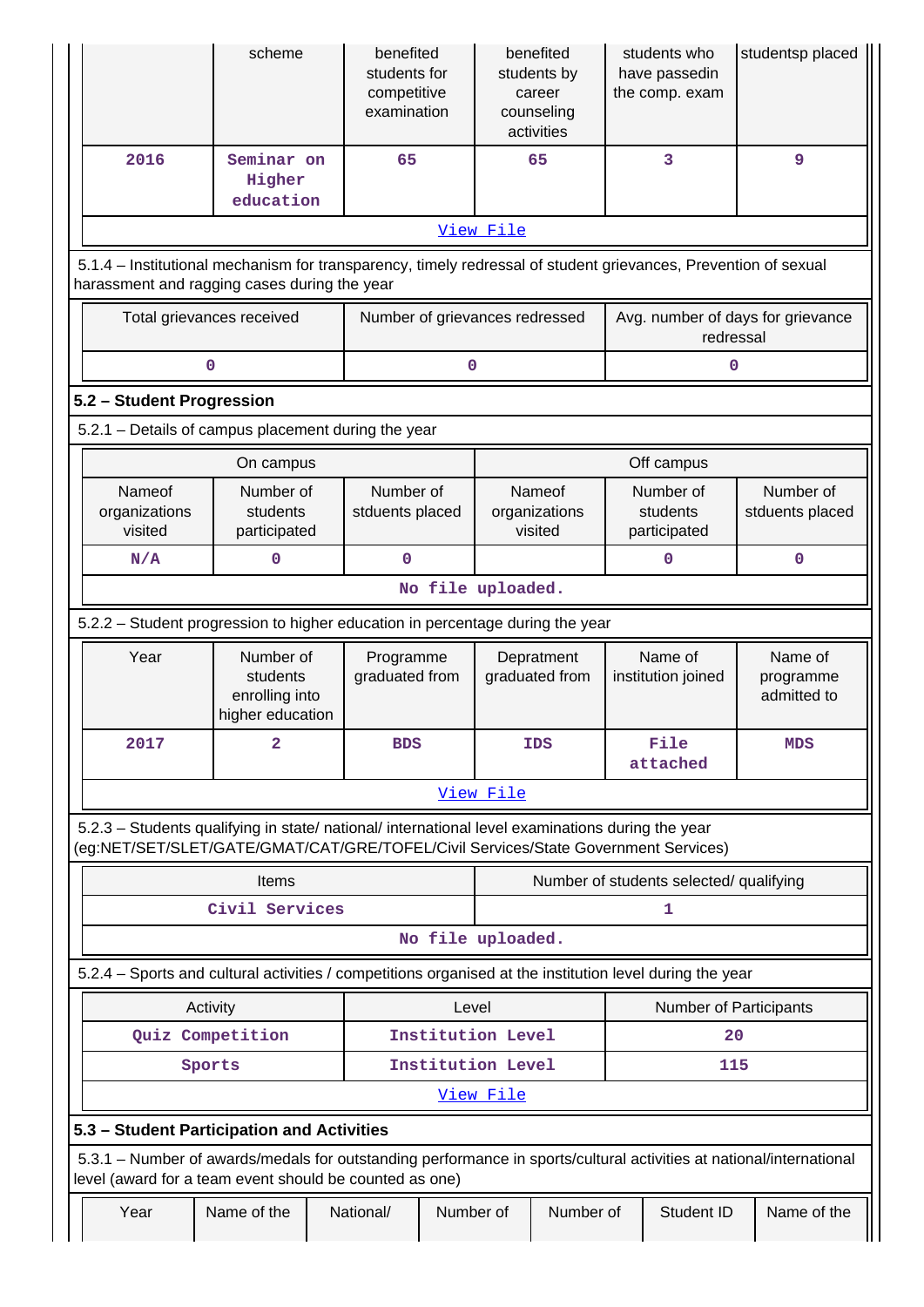| | scheme | benefited students for competitive examination | benefited students by career counseling activities | students who have passedin the comp. exam | studentsp placed |
|---|---|---|---|---|---|
| 2016 | Seminar on Higher education | 65 | 65 | 3 | 9 |
| View File | | | | | |

5.1.4 – Institutional mechanism for transparency, timely redressal of student grievances, Prevention of sexual harassment and ragging cases during the year

| Total grievances received | Number of grievances redressed | Avg. number of days for grievance redressal |
|---|---|---|
| 0 | 0 | 0 |

## 5.2 – Student Progression

5.2.1 – Details of campus placement during the year

| On campus | | | Off campus | | |
|---|---|---|---|---|---|
| Nameof organizations visited | Number of students participated | Number of stduents placed | Nameof organizations visited | Number of students participated | Number of stduents placed |
| N/A | 0 | 0 | | 0 | 0 |
| No file uploaded. | | | | | |

5.2.2 – Student progression to higher education in percentage during the year

| Year | Number of students enrolling into higher education | Programme graduated from | Depratment graduated from | Name of institution joined | Name of programme admitted to |
|---|---|---|---|---|---|
| 2017 | 2 | BDS | IDS | File attached | MDS |
| View File | | | | | |

5.2.3 – Students qualifying in state/ national/ international level examinations during the year (eg:NET/SET/SLET/GATE/GMAT/CAT/GRE/TOFEL/Civil Services/State Government Services)

| Items | Number of students selected/ qualifying |
|---|---|
| Civil Services | 1 |
| No file uploaded. | |

5.2.4 – Sports and cultural activities / competitions organised at the institution level during the year

| Activity | Level | Number of Participants |
|---|---|---|
| Quiz Competition | Institution Level | 20 |
| Sports | Institution Level | 115 |
| View File | | |

## 5.3 – Student Participation and Activities

5.3.1 – Number of awards/medals for outstanding performance in sports/cultural activities at national/international level (award for a team event should be counted as one)

| Year | Name of the | National/ | Number of | Number of | Student ID | Name of the |
|---|---|---|---|---|---|---|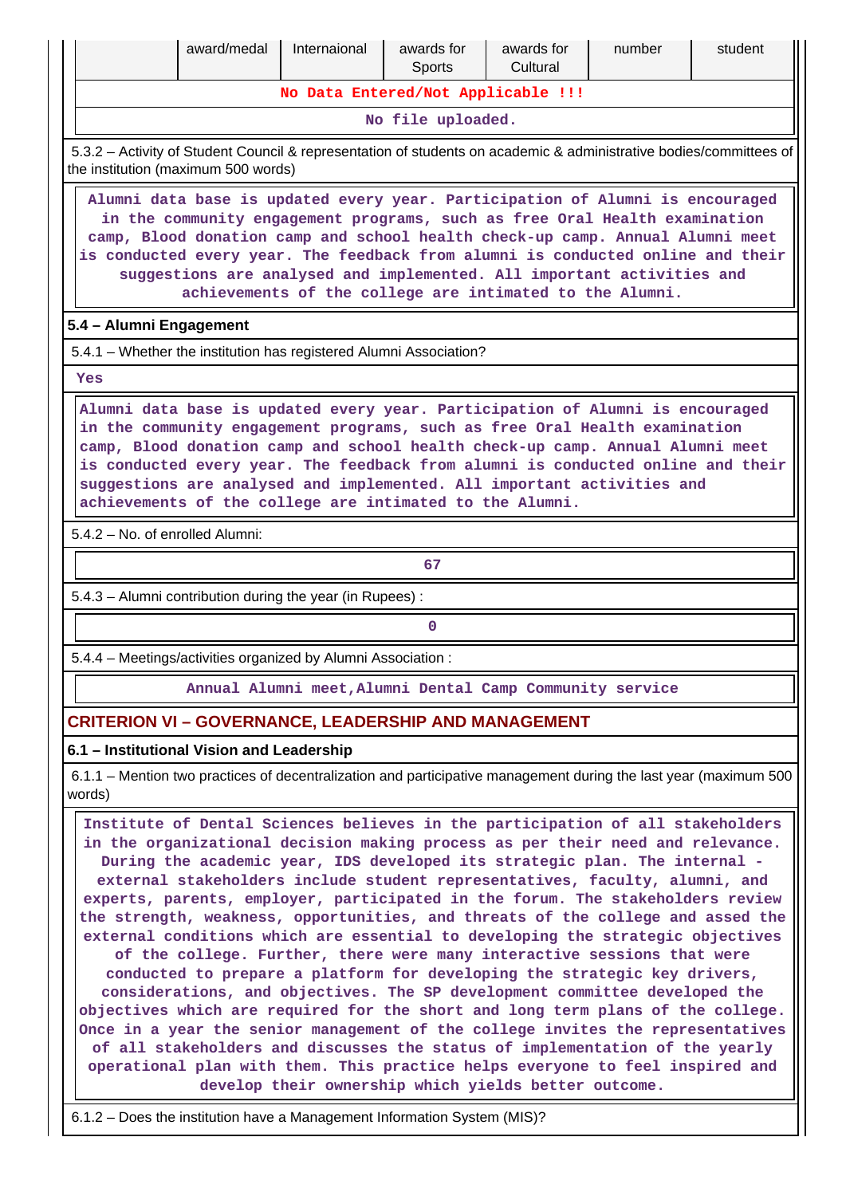| | award/medal | Internaional | awards for Sports | awards for Cultural | number | student |
|---|---|---|---|---|---|---|
| No Data Entered/Not Applicable !!! | | | | | | |
| No file uploaded. | | | | | | |

5.3.2 – Activity of Student Council & representation of students on academic & administrative bodies/committees of the institution (maximum 500 words)

Alumni data base is updated every year. Participation of Alumni is encouraged in the community engagement programs, such as free Oral Health examination camp, Blood donation camp and school health check-up camp. Annual Alumni meet is conducted every year. The feedback from alumni is conducted online and their suggestions are analysed and implemented. All important activities and achievements of the college are intimated to the Alumni.

### 5.4 – Alumni Engagement

5.4.1 – Whether the institution has registered Alumni Association?

Yes

Alumni data base is updated every year. Participation of Alumni is encouraged in the community engagement programs, such as free Oral Health examination camp, Blood donation camp and school health check-up camp. Annual Alumni meet is conducted every year. The feedback from alumni is conducted online and their suggestions are analysed and implemented. All important activities and achievements of the college are intimated to the Alumni.

5.4.2 – No. of enrolled Alumni:

67

5.4.3 – Alumni contribution during the year (in Rupees) :

0

5.4.4 – Meetings/activities organized by Alumni Association :

Annual Alumni meet,Alumni Dental Camp Community service

## CRITERION VI – GOVERNANCE, LEADERSHIP AND MANAGEMENT

### 6.1 – Institutional Vision and Leadership

6.1.1 – Mention two practices of decentralization and participative management during the last year (maximum 500 words)

Institute of Dental Sciences believes in the participation of all stakeholders in the organizational decision making process as per their need and relevance. During the academic year, IDS developed its strategic plan. The internal - external stakeholders include student representatives, faculty, alumni, and experts, parents, employer, participated in the forum. The stakeholders review the strength, weakness, opportunities, and threats of the college and assed the external conditions which are essential to developing the strategic objectives of the college. Further, there were many interactive sessions that were conducted to prepare a platform for developing the strategic key drivers, considerations, and objectives. The SP development committee developed the objectives which are required for the short and long term plans of the college. Once in a year the senior management of the college invites the representatives of all stakeholders and discusses the status of implementation of the yearly operational plan with them. This practice helps everyone to feel inspired and develop their ownership which yields better outcome.

6.1.2 – Does the institution have a Management Information System (MIS)?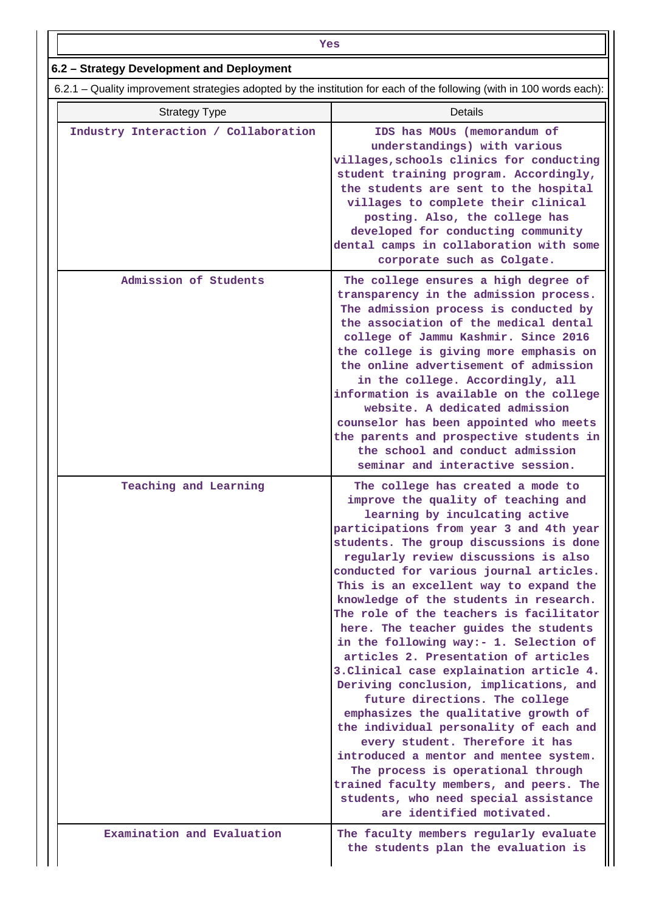| Yes |
|---|

## 6.2 – Strategy Development and Deployment

6.2.1 – Quality improvement strategies adopted by the institution for each of the following (with in 100 words each):

| Strategy Type | Details |
|---|---|
| Industry Interaction / Collaboration | IDS has MOUs (memorandum of understandings) with various villages,schools clinics for conducting student training program. Accordingly, the students are sent to the hospital villages to complete their clinical posting. Also, the college has developed for conducting community dental camps in collaboration with some corporate such as Colgate. |
| Admission of Students | The college ensures a high degree of transparency in the admission process. The admission process is conducted by the association of the medical dental college of Jammu Kashmir. Since 2016 the college is giving more emphasis on the online advertisement of admission in the college. Accordingly, all information is available on the college website. A dedicated admission counselor has been appointed who meets the parents and prospective students in the school and conduct admission seminar and interactive session. |
| Teaching and Learning | The college has created a mode to improve the quality of teaching and learning by inculcating active participations from year 3 and 4th year students. The group discussions is done regularly review discussions is also conducted for various journal articles. This is an excellent way to expand the knowledge of the students in research. The role of the teachers is facilitator here. The teacher guides the students in the following way:- 1. Selection of articles 2. Presentation of articles 3.Clinical case explaination article 4. Deriving conclusion, implications, and future directions. The college emphasizes the qualitative growth of the individual personality of each and every student. Therefore it has introduced a mentor and mentee system. The process is operational through trained faculty members, and peers. The students, who need special assistance are identified motivated. |
| Examination and Evaluation | The faculty members regularly evaluate the students plan the evaluation is |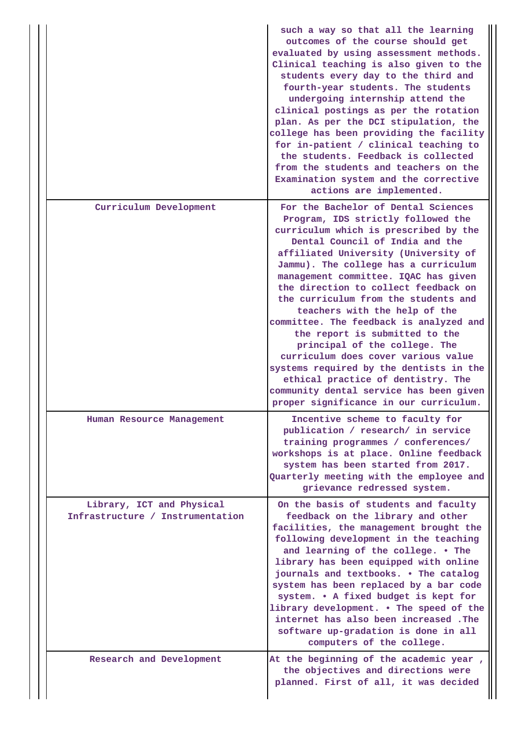|  |  |
|---|---|
|  | such a way so that all the learning outcomes of the course should get evaluated by using assessment methods. Clinical teaching is also given to the students every day to the third and fourth-year students. The students undergoing internship attend the clinical postings as per the rotation plan. As per the DCI stipulation, the college has been providing the facility for in-patient / clinical teaching to the students. Feedback is collected from the students and teachers on the Examination system and the corrective actions are implemented. |
| Curriculum Development | For the Bachelor of Dental Sciences Program, IDS strictly followed the curriculum which is prescribed by the Dental Council of India and the affiliated University (University of Jammu). The college has a curriculum management committee. IQAC has given the direction to collect feedback on the curriculum from the students and teachers with the help of the committee. The feedback is analyzed and the report is submitted to the principal of the college. The curriculum does cover various value systems required by the dentists in the ethical practice of dentistry. The community dental service has been given proper significance in our curriculum. |
| Human Resource Management | Incentive scheme to faculty for publication / research/ in service training programmes / conferences/ workshops is at place. Online feedback system has been started from 2017. Quarterly meeting with the employee and grievance redressed system. |
| Library, ICT and Physical Infrastructure / Instrumentation | On the basis of students and faculty feedback on the library and other facilities, the management brought the following development in the teaching and learning of the college. • The library has been equipped with online journals and textbooks. • The catalog system has been replaced by a bar code system. • A fixed budget is kept for library development. • The speed of the internet has also been increased .The software up-gradation is done in all computers of the college. |
| Research and Development | At the beginning of the academic year , the objectives and directions were planned. First of all, it was decided |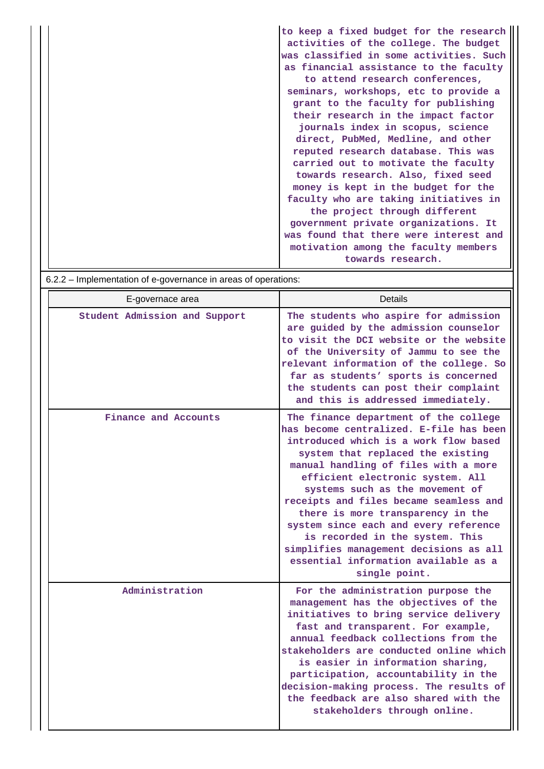| | |
|---|---|
| | to keep a fixed budget for the research activities of the college. The budget was classified in some activities. Such as financial assistance to the faculty to attend research conferences, seminars, workshops, etc to provide a grant to the faculty for publishing their research in the impact factor journals index in scopus, science direct, PubMed, Medline, and other reputed research database. This was carried out to motivate the faculty towards research. Also, fixed seed money is kept in the budget for the faculty who are taking initiatives in the project through different government private organizations. It was found that there were interest and motivation among the faculty members towards research. |

6.2.2 – Implementation of e-governance in areas of operations:

| E-governace area | Details |
|---|---|
| Student Admission and Support | The students who aspire for admission are guided by the admission counselor to visit the DCI website or the website of the University of Jammu to see the relevant information of the college. So far as students' sports is concerned the students can post their complaint and this is addressed immediately. |
| Finance and Accounts | The finance department of the college has become centralized. E-file has been introduced which is a work flow based system that replaced the existing manual handling of files with a more efficient electronic system. All systems such as the movement of receipts and files became seamless and there is more transparency in the system since each and every reference is recorded in the system. This simplifies management decisions as all essential information available as a single point. |
| Administration | For the administration purpose the management has the objectives of the initiatives to bring service delivery fast and transparent. For example, annual feedback collections from the stakeholders are conducted online which is easier in information sharing, participation, accountability in the decision-making process. The results of the feedback are also shared with the stakeholders through online. |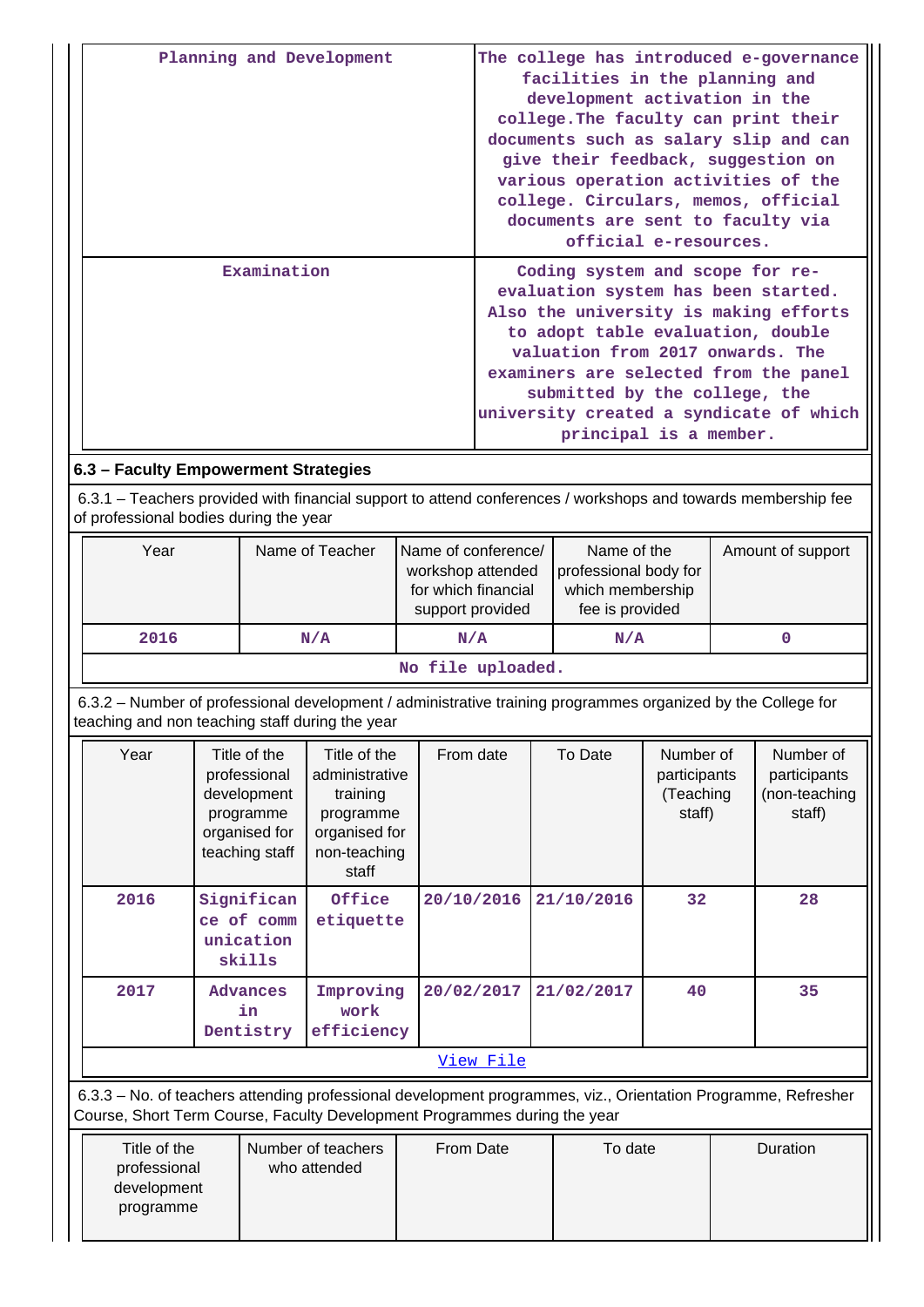| Planning and Development | The college has introduced e-governance facilities in the planning and development activation in the college.The faculty can print their documents such as salary slip and can give their feedback, suggestion on various operation activities of the college. Circulars, memos, official documents are sent to faculty via official e-resources. |
|---|---|
| Examination | Coding system and scope for re-evaluation system has been started. Also the university is making efforts to adopt table evaluation, double valuation from 2017 onwards. The examiners are selected from the panel submitted by the college, the university created a syndicate of which principal is a member. |

### 6.3 – Faculty Empowerment Strategies

6.3.1 – Teachers provided with financial support to attend conferences / workshops and towards membership fee of professional bodies during the year

| Year | Name of Teacher | Name of conference/ workshop attended for which financial support provided | Name of the professional body for which membership fee is provided | Amount of support |
|---|---|---|---|---|
| 2016 | N/A | N/A | N/A | 0 |
| No file uploaded. | | | | |

6.3.2 – Number of professional development / administrative training programmes organized by the College for teaching and non teaching staff during the year

| Year | Title of the professional development programme organised for teaching staff | Title of the administrative training programme organised for non-teaching staff | From date | To Date | Number of participants (Teaching staff) | Number of participants (non-teaching staff) |
|---|---|---|---|---|---|---|
| 2016 | Significance of communication skills | Office etiquette | 20/10/2016 | 21/10/2016 | 32 | 28 |
| 2017 | Advances in Dentistry | Improving work efficiency | 20/02/2017 | 21/02/2017 | 40 | 35 |
| View File | | | | | | |

6.3.3 – No. of teachers attending professional development programmes, viz., Orientation Programme, Refresher Course, Short Term Course, Faculty Development Programmes during the year

| Title of the professional development programme | Number of teachers who attended | From Date | To date | Duration |
|---|---|---|---|---|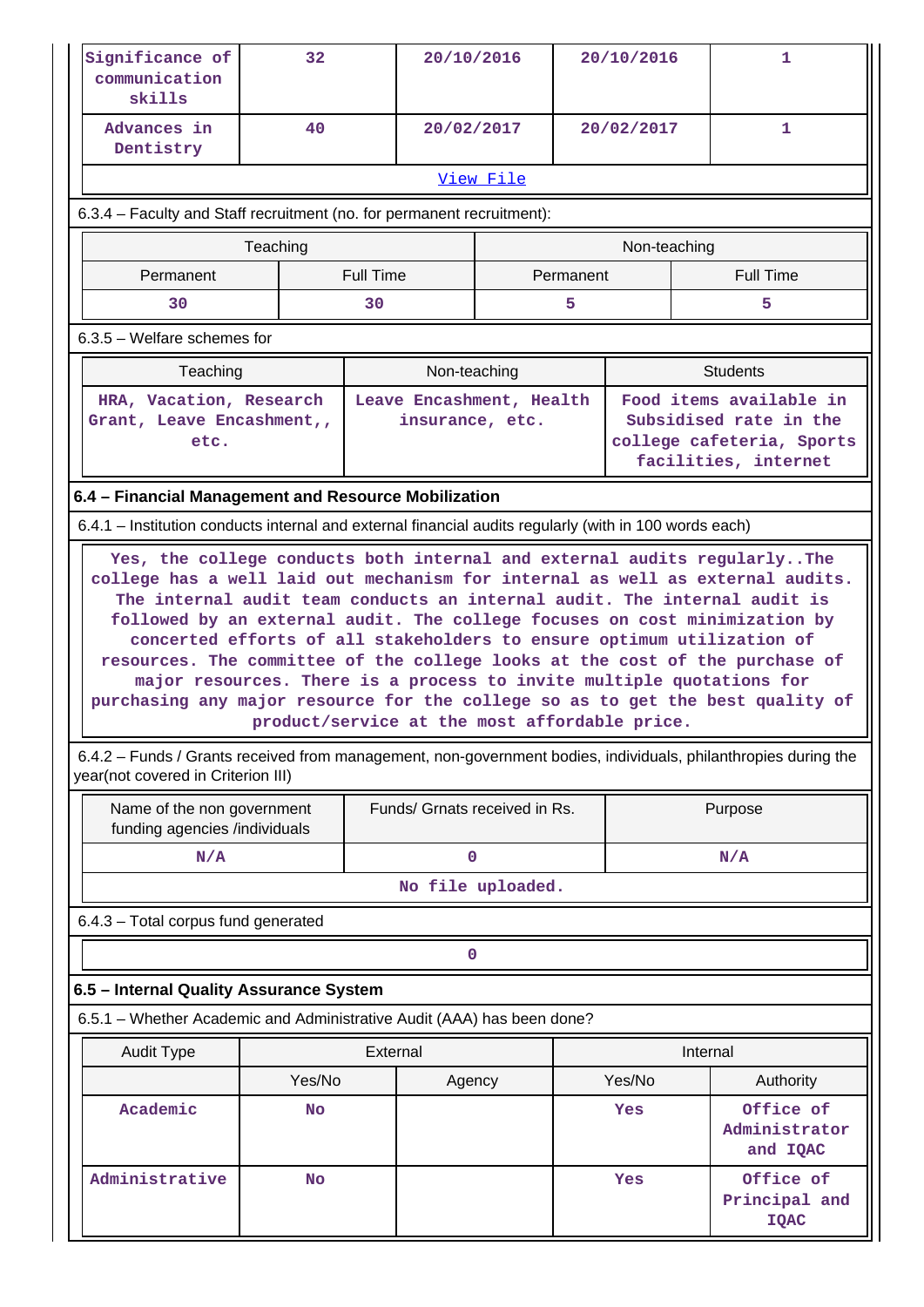| Significance of communication skills | 32 | 20/10/2016 | 20/10/2016 | 1 |
|---|---|---|---|---|
| Advances in Dentistry | 40 | 20/02/2017 | 20/02/2017 | 1 |
| View File | | | | |

6.3.4 – Faculty and Staff recruitment (no. for permanent recruitment):

| Teaching | | Non-teaching | |
|---|---|---|---|
| Permanent | Full Time | Permanent | Full Time |
| 30 | 30 | 5 | 5 |

6.3.5 – Welfare schemes for

| Teaching | Non-teaching | Students |
|---|---|---|
| HRA, Vacation, Research Grant, Leave Encashment,, etc. | Leave Encashment, Health insurance, etc. | Food items available in Subsidised rate in the college cafeteria, Sports facilities, internet |

**6.4 – Financial Management and Resource Mobilization**

6.4.1 – Institution conducts internal and external financial audits regularly (with in 100 words each)

Yes, the college conducts both internal and external audits regularly..The college has a well laid out mechanism for internal as well as external audits. The internal audit team conducts an internal audit. The internal audit is followed by an external audit. The college focuses on cost minimization by concerted efforts of all stakeholders to ensure optimum utilization of resources. The committee of the college looks at the cost of the purchase of major resources. There is a process to invite multiple quotations for purchasing any major resource for the college so as to get the best quality of product/service at the most affordable price.

6.4.2 – Funds / Grants received from management, non-government bodies, individuals, philanthropies during the year(not covered in Criterion III)

| Name of the non government funding agencies /individuals | Funds/ Grnats received in Rs. | Purpose |
|---|---|---|
| N/A | 0 | N/A |
| No file uploaded. | | |

6.4.3 – Total corpus fund generated

| 0 |
|---|

**6.5 – Internal Quality Assurance System**

6.5.1 – Whether Academic and Administrative Audit (AAA) has been done?

| Audit Type | External | | Internal | |
|---|---|---|---|---|
| | Yes/No | Agency | Yes/No | Authority |
| Academic | No | | Yes | Office of Administrator and IQAC |
| Administrative | No | | Yes | Office of Principal and IQAC |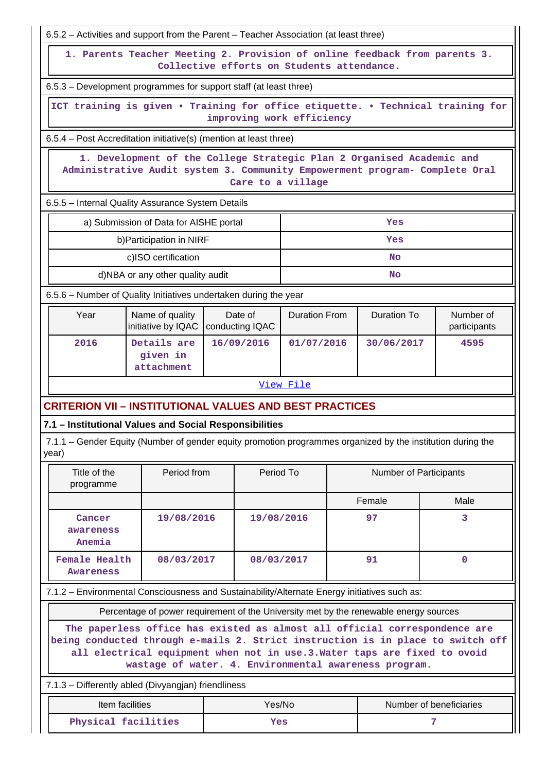6.5.2 – Activities and support from the Parent – Teacher Association (at least three)

1. Parents Teacher Meeting 2. Provision of online feedback from parents 3. Collective efforts on Students attendance.

6.5.3 – Development programmes for support staff (at least three)

ICT training is given • Training for office etiquette. • Technical training for improving work efficiency

6.5.4 – Post Accreditation initiative(s) (mention at least three)

1. Development of the College Strategic Plan 2 Organised Academic and Administrative Audit system 3. Community Empowerment program- Complete Oral Care to a village

6.5.5 – Internal Quality Assurance System Details

| | |
|---|---|
| a) Submission of Data for AISHE portal | Yes |
| b)Participation in NIRF | Yes |
| c)ISO certification | No |
| d)NBA or any other quality audit | No |

6.5.6 – Number of Quality Initiatives undertaken during the year

| Year | Name of quality initiative by IQAC | Date of conducting IQAC | Duration From | Duration To | Number of participants |
|---|---|---|---|---|---|
| 2016 | Details are given in attachment | 16/09/2016 | 01/07/2016 | 30/06/2017 | 4595 |

View File

## CRITERION VII – INSTITUTIONAL VALUES AND BEST PRACTICES

### 7.1 – Institutional Values and Social Responsibilities

7.1.1 – Gender Equity (Number of gender equity promotion programmes organized by the institution during the year)

| Title of the programme | Period from | Period To | Number of Participants | |
|---|---|---|---|---|
| | | | Female | Male |
| Cancer awareness Anemia | 19/08/2016 | 19/08/2016 | 97 | 3 |
| Female Health Awareness | 08/03/2017 | 08/03/2017 | 91 | 0 |

7.1.2 – Environmental Consciousness and Sustainability/Alternate Energy initiatives such as:

Percentage of power requirement of the University met by the renewable energy sources

The paperless office has existed as almost all official correspondence are being conducted through e-mails 2. Strict instruction is in place to switch off all electrical equipment when not in use.3.Water taps are fixed to ovoid wastage of water. 4. Environmental awareness program.

7.1.3 – Differently abled (Divyangjan) friendliness

| Item facilities | Yes/No | Number of beneficiaries |
|---|---|---|
| Physical facilities | Yes | 7 |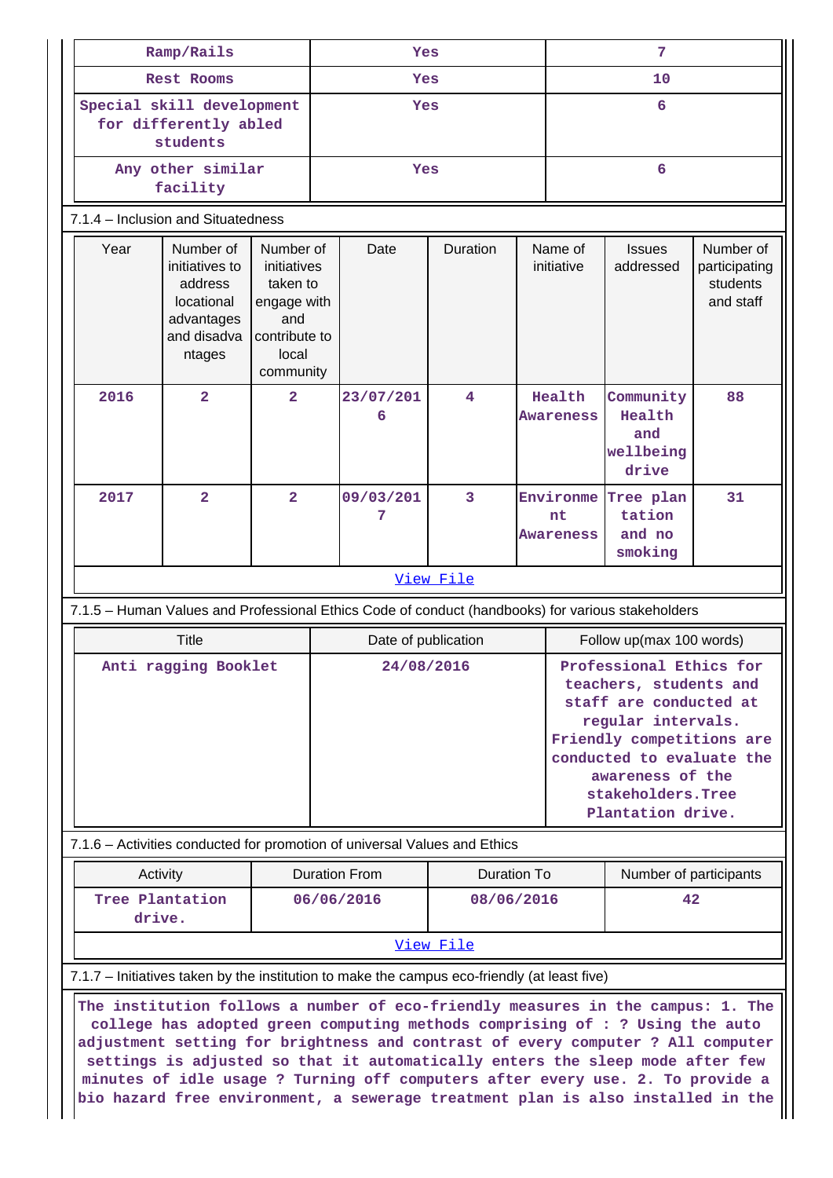| Ramp/Rails | Yes | 7 |
|---|---|---|
| Rest Rooms | Yes | 10 |
| Special skill development for differently abled students | Yes | 6 |
| Any other similar facility | Yes | 6 |

7.1.4 – Inclusion and Situatedness

| Year | Number of initiatives to address locational advantages and disadvantages | Number of initiatives taken to engage with and contribute to local community | Date | Duration | Name of initiative | Issues addressed | Number of participating students and staff |
|---|---|---|---|---|---|---|---|
| 2016 | 2 | 2 | 23/07/2016 | 4 | Health Awareness | Community Health and wellbeing drive | 88 |
| 2017 | 2 | 2 | 09/03/2017 | 3 | Environment Awareness | Tree plantation and no smoking | 31 |

View File

7.1.5 – Human Values and Professional Ethics Code of conduct (handbooks) for various stakeholders

| Title | Date of publication | Follow up(max 100 words) |
|---|---|---|
| Anti ragging Booklet | 24/08/2016 | Professional Ethics for teachers, students and staff are conducted at regular intervals. Friendly competitions are conducted to evaluate the awareness of the stakeholders.Tree Plantation drive. |

7.1.6 – Activities conducted for promotion of universal Values and Ethics

| Activity | Duration From | Duration To | Number of participants |
|---|---|---|---|
| Tree Plantation drive. | 06/06/2016 | 08/06/2016 | 42 |

View File

7.1.7 – Initiatives taken by the institution to make the campus eco-friendly (at least five)

The institution follows a number of eco-friendly measures in the campus: 1. The college has adopted green computing methods comprising of : ? Using the auto adjustment setting for brightness and contrast of every computer ? All computer settings is adjusted so that it automatically enters the sleep mode after few minutes of idle usage ? Turning off computers after every use. 2. To provide a bio hazard free environment, a sewerage treatment plan is also installed in the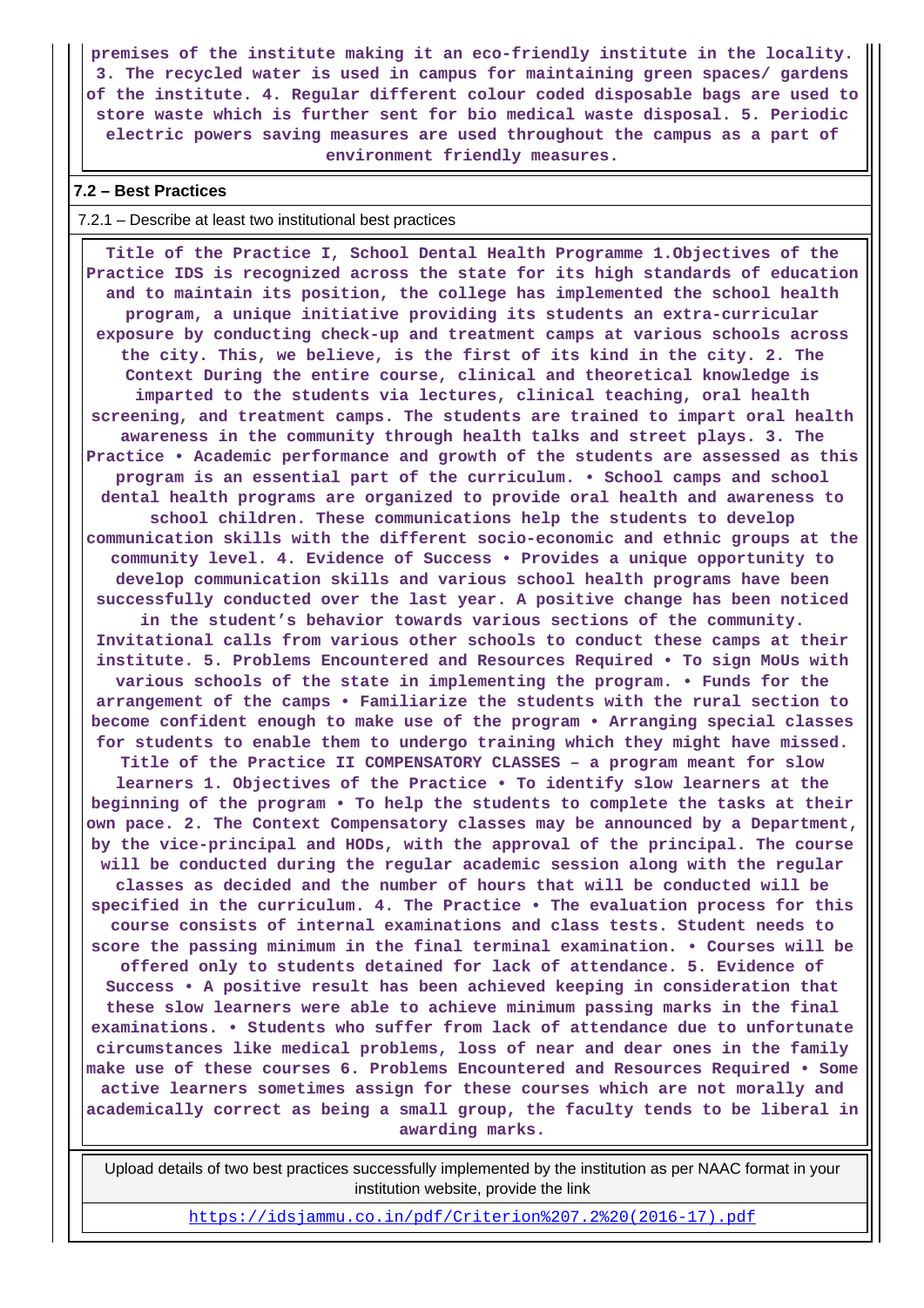premises of the institute making it an eco-friendly institute in the locality. 3. The recycled water is used in campus for maintaining green spaces/ gardens of the institute. 4. Regular different colour coded disposable bags are used to store waste which is further sent for bio medical waste disposal. 5. Periodic electric powers saving measures are used throughout the campus as a part of environment friendly measures.

**7.2 – Best Practices**

7.2.1 – Describe at least two institutional best practices

Title of the Practice I, School Dental Health Programme 1.Objectives of the Practice IDS is recognized across the state for its high standards of education and to maintain its position, the college has implemented the school health program, a unique initiative providing its students an extra-curricular exposure by conducting check-up and treatment camps at various schools across the city. This, we believe, is the first of its kind in the city. 2. The Context During the entire course, clinical and theoretical knowledge is imparted to the students via lectures, clinical teaching, oral health screening, and treatment camps. The students are trained to impart oral health awareness in the community through health talks and street plays. 3. The Practice • Academic performance and growth of the students are assessed as this program is an essential part of the curriculum. • School camps and school dental health programs are organized to provide oral health and awareness to school children. These communications help the students to develop communication skills with the different socio-economic and ethnic groups at the community level. 4. Evidence of Success • Provides a unique opportunity to develop communication skills and various school health programs have been successfully conducted over the last year. A positive change has been noticed in the student's behavior towards various sections of the community. Invitational calls from various other schools to conduct these camps at their institute. 5. Problems Encountered and Resources Required • To sign MoUs with various schools of the state in implementing the program. • Funds for the arrangement of the camps • Familiarize the students with the rural section to become confident enough to make use of the program • Arranging special classes for students to enable them to undergo training which they might have missed. Title of the Practice II COMPENSATORY CLASSES – a program meant for slow learners 1. Objectives of the Practice • To identify slow learners at the beginning of the program • To help the students to complete the tasks at their own pace. 2. The Context Compensatory classes may be announced by a Department, by the vice-principal and HODs, with the approval of the principal. The course will be conducted during the regular academic session along with the regular classes as decided and the number of hours that will be conducted will be specified in the curriculum. 4. The Practice • The evaluation process for this course consists of internal examinations and class tests. Student needs to score the passing minimum in the final terminal examination. • Courses will be offered only to students detained for lack of attendance. 5. Evidence of Success • A positive result has been achieved keeping in consideration that these slow learners were able to achieve minimum passing marks in the final examinations. • Students who suffer from lack of attendance due to unfortunate circumstances like medical problems, loss of near and dear ones in the family make use of these courses 6. Problems Encountered and Resources Required • Some active learners sometimes assign for these courses which are not morally and academically correct as being a small group, the faculty tends to be liberal in awarding marks.

Upload details of two best practices successfully implemented by the institution as per NAAC format in your institution website, provide the link

https://idsjammu.co.in/pdf/Criterion%207.2%20(2016-17).pdf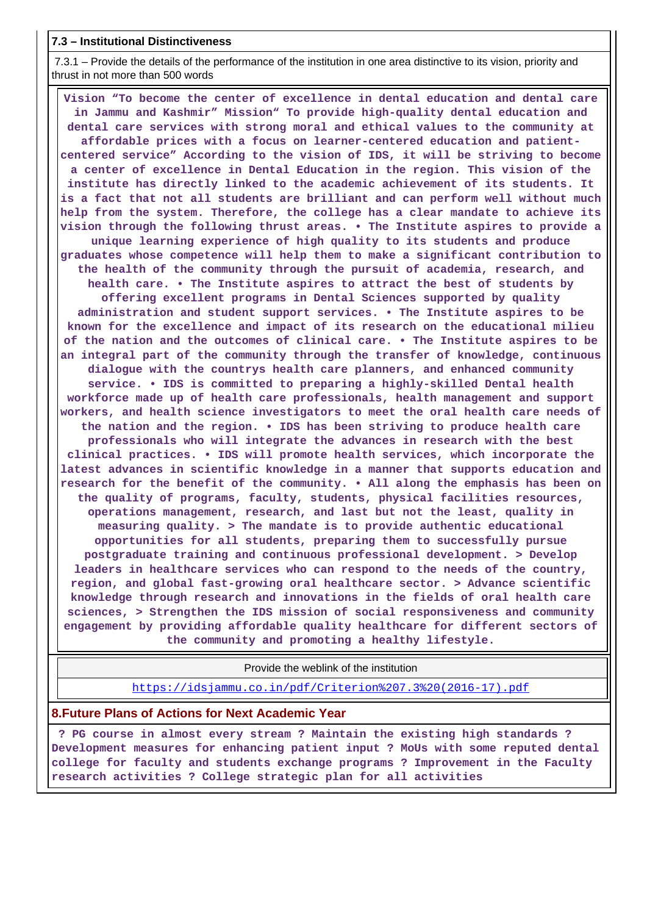**7.3 – Institutional Distinctiveness**

7.3.1 – Provide the details of the performance of the institution in one area distinctive to its vision, priority and thrust in not more than 500 words

**Vision "To become the center of excellence in dental education and dental care in Jammu and Kashmir" Mission" To provide high-quality dental education and dental care services with strong moral and ethical values to the community at affordable prices with a focus on learner-centered education and patient-centered service" According to the vision of IDS, it will be striving to become a center of excellence in Dental Education in the region. This vision of the institute has directly linked to the academic achievement of its students. It is a fact that not all students are brilliant and can perform well without much help from the system. Therefore, the college has a clear mandate to achieve its vision through the following thrust areas. • The Institute aspires to provide a unique learning experience of high quality to its students and produce graduates whose competence will help them to make a significant contribution to the health of the community through the pursuit of academia, research, and health care. • The Institute aspires to attract the best of students by offering excellent programs in Dental Sciences supported by quality administration and student support services. • The Institute aspires to be known for the excellence and impact of its research on the educational milieu of the nation and the outcomes of clinical care. • The Institute aspires to be an integral part of the community through the transfer of knowledge, continuous dialogue with the countrys health care planners, and enhanced community service. • IDS is committed to preparing a highly-skilled Dental health workforce made up of health care professionals, health management and support workers, and health science investigators to meet the oral health care needs of the nation and the region. • IDS has been striving to produce health care professionals who will integrate the advances in research with the best clinical practices. • IDS will promote health services, which incorporate the latest advances in scientific knowledge in a manner that supports education and research for the benefit of the community. • All along the emphasis has been on the quality of programs, faculty, students, physical facilities resources, operations management, research, and last but not the least, quality in measuring quality. > The mandate is to provide authentic educational opportunities for all students, preparing them to successfully pursue postgraduate training and continuous professional development. > Develop leaders in healthcare services who can respond to the needs of the country, region, and global fast-growing oral healthcare sector. > Advance scientific knowledge through research and innovations in the fields of oral health care sciences, > Strengthen the IDS mission of social responsiveness and community engagement by providing affordable quality healthcare for different sectors of the community and promoting a healthy lifestyle.**

| Provide the weblink of the institution |
|---|
| https://idsjammu.co.in/pdf/Criterion%207.3%20(2016-17).pdf |

**8.Future Plans of Actions for Next Academic Year**

**? PG course in almost every stream ? Maintain the existing high standards ? Development measures for enhancing patient input ? MoUs with some reputed dental college for faculty and students exchange programs ? Improvement in the Faculty research activities ? College strategic plan for all activities**